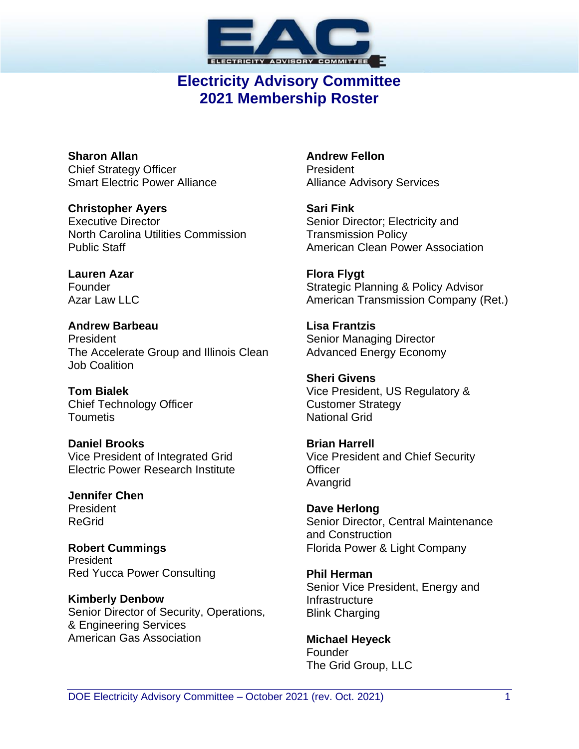# Electricity Advisory Committee
# 2021 Membership Roster

**Sharon Allan**
Chief Strategy Officer
Smart Electric Power Alliance

**Christopher Ayers**
Executive Director
North Carolina Utilities Commission Public Staff

**Lauren Azar**
Founder
Azar Law LLC

**Andrew Barbeau**
President
The Accelerate Group and Illinois Clean Job Coalition

**Tom Bialek**
Chief Technology Officer
Toumetis

**Daniel Brooks**
Vice President of Integrated Grid
Electric Power Research Institute

**Jennifer Chen**
President
ReGrid

**Robert Cummings**
President
Red Yucca Power Consulting

**Kimberly Denbow**
Senior Director of Security, Operations, & Engineering Services
American Gas Association

**Andrew Fellon**
President
Alliance Advisory Services

**Sari Fink**
Senior Director; Electricity and Transmission Policy
American Clean Power Association

**Flora Flygt**
Strategic Planning & Policy Advisor
American Transmission Company (Ret.)

**Lisa Frantzis**
Senior Managing Director
Advanced Energy Economy

**Sheri Givens**
Vice President, US Regulatory & Customer Strategy
National Grid

**Brian Harrell**
Vice President and Chief Security Officer
Avangrid

**Dave Herlong**
Senior Director, Central Maintenance and Construction
Florida Power & Light Company

**Phil Herman**
Senior Vice President, Energy and Infrastructure
Blink Charging

**Michael Heyeck**
Founder
The Grid Group, LLC

DOE Electricity Advisory Committee – October 2021 (rev. Oct. 2021)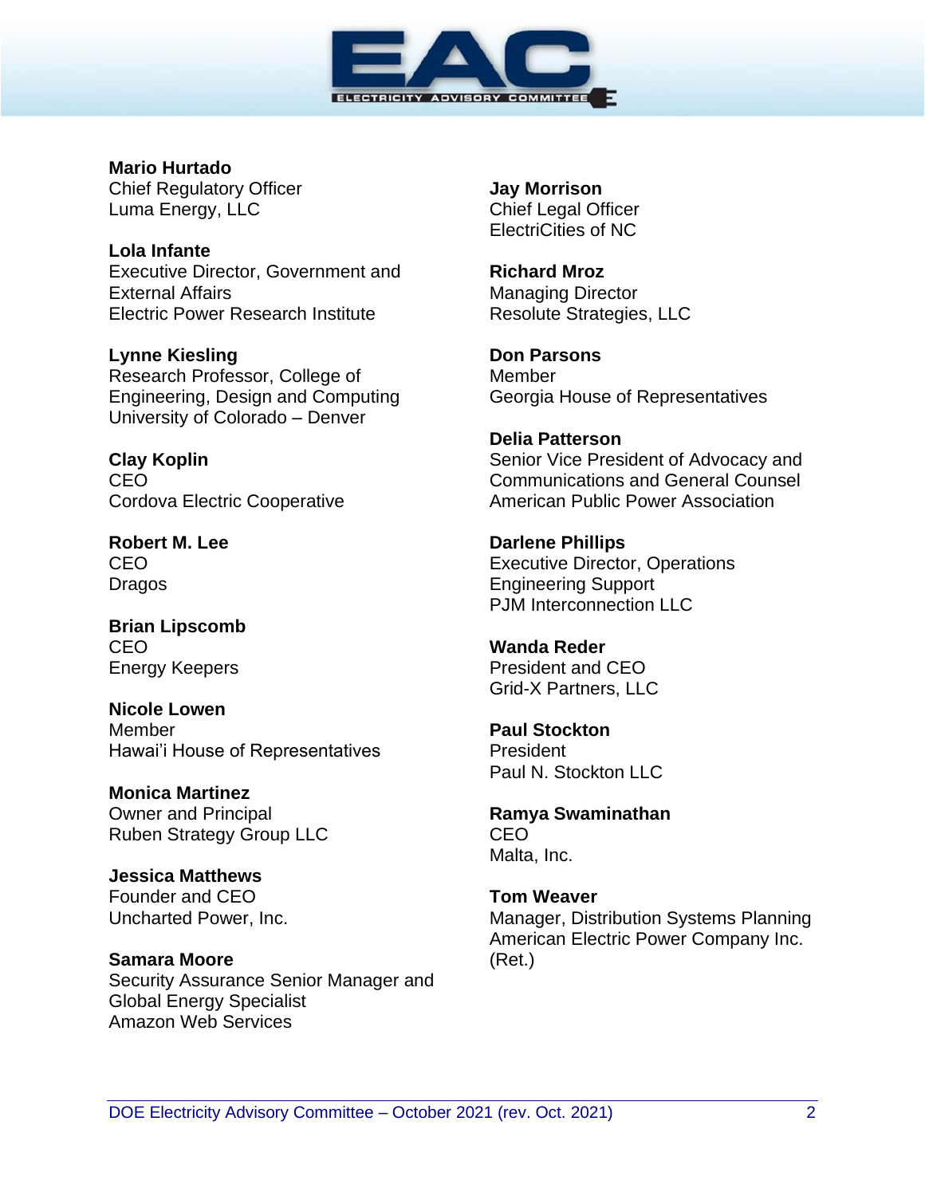**Mario Hurtado**
Chief Regulatory Officer
Luma Energy, LLC

**Lola Infante**
Executive Director, Government and External Affairs
Electric Power Research Institute

**Lynne Kiesling**
Research Professor, College of Engineering, Design and Computing
University of Colorado – Denver

**Clay Koplin**
CEO
Cordova Electric Cooperative

**Robert M. Lee**
CEO
Dragos

**Brian Lipscomb**
CEO
Energy Keepers

**Nicole Lowen**
Member
Hawai'i House of Representatives

**Monica Martinez**
Owner and Principal
Ruben Strategy Group LLC

**Jessica Matthews**
Founder and CEO
Uncharted Power, Inc.

**Samara Moore**
Security Assurance Senior Manager and Global Energy Specialist
Amazon Web Services

**Jay Morrison**
Chief Legal Officer
ElectriCities of NC

**Richard Mroz**
Managing Director
Resolute Strategies, LLC

**Don Parsons**
Member
Georgia House of Representatives

**Delia Patterson**
Senior Vice President of Advocacy and Communications and General Counsel
American Public Power Association

**Darlene Phillips**
Executive Director, Operations Engineering Support
PJM Interconnection LLC

**Wanda Reder**
President and CEO
Grid-X Partners, LLC

**Paul Stockton**
President
Paul N. Stockton LLC

**Ramya Swaminathan**
CEO
Malta, Inc.

**Tom Weaver**
Manager, Distribution Systems Planning
American Electric Power Company Inc. (Ret.)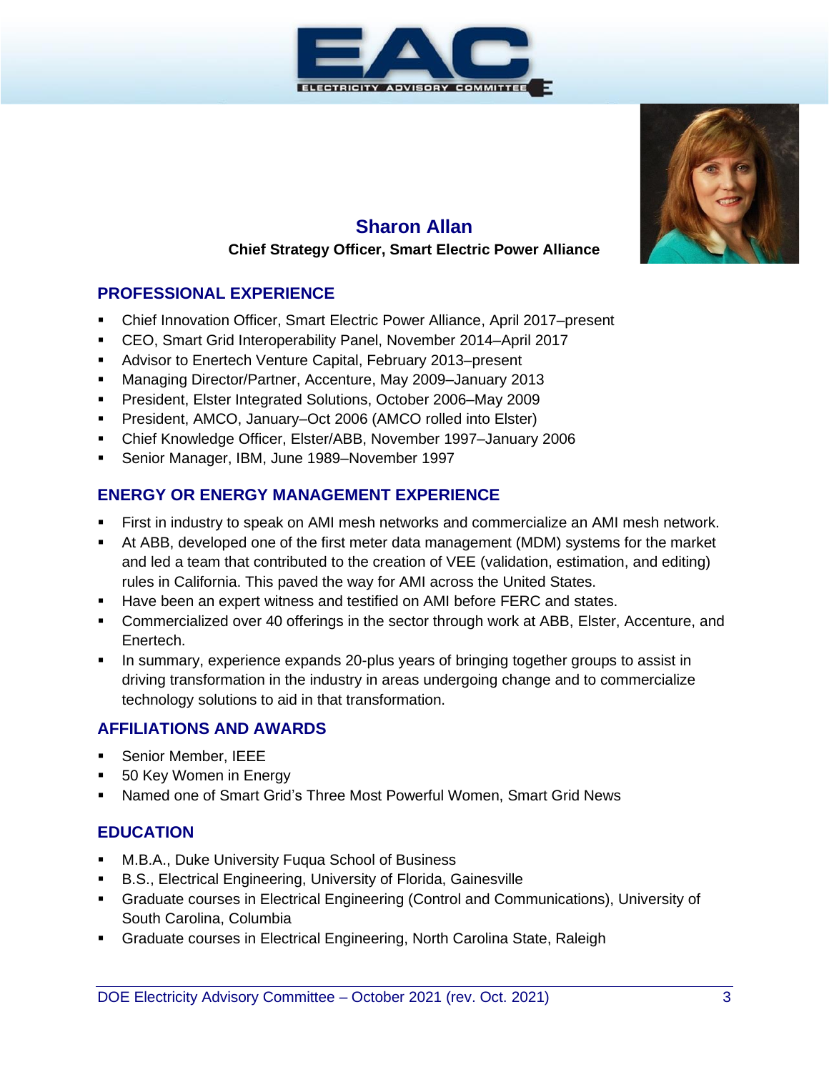# Sharon Allan

**Chief Strategy Officer, Smart Electric Power Alliance**

## PROFESSIONAL EXPERIENCE

- Chief Innovation Officer, Smart Electric Power Alliance, April 2017–present
- CEO, Smart Grid Interoperability Panel, November 2014–April 2017
- Advisor to Enertech Venture Capital, February 2013–present
- Managing Director/Partner, Accenture, May 2009–January 2013
- President, Elster Integrated Solutions, October 2006–May 2009
- President, AMCO, January–Oct 2006 (AMCO rolled into Elster)
- Chief Knowledge Officer, Elster/ABB, November 1997–January 2006
- Senior Manager, IBM, June 1989–November 1997

## ENERGY OR ENERGY MANAGEMENT EXPERIENCE

- First in industry to speak on AMI mesh networks and commercialize an AMI mesh network.
- At ABB, developed one of the first meter data management (MDM) systems for the market and led a team that contributed to the creation of VEE (validation, estimation, and editing) rules in California. This paved the way for AMI across the United States.
- Have been an expert witness and testified on AMI before FERC and states.
- Commercialized over 40 offerings in the sector through work at ABB, Elster, Accenture, and Enertech.
- In summary, experience expands 20-plus years of bringing together groups to assist in driving transformation in the industry in areas undergoing change and to commercialize technology solutions to aid in that transformation.

## AFFILIATIONS AND AWARDS

- Senior Member, IEEE
- 50 Key Women in Energy
- Named one of Smart Grid's Three Most Powerful Women, Smart Grid News

## EDUCATION

- M.B.A., Duke University Fuqua School of Business
- B.S., Electrical Engineering, University of Florida, Gainesville
- Graduate courses in Electrical Engineering (Control and Communications), University of South Carolina, Columbia
- Graduate courses in Electrical Engineering, North Carolina State, Raleigh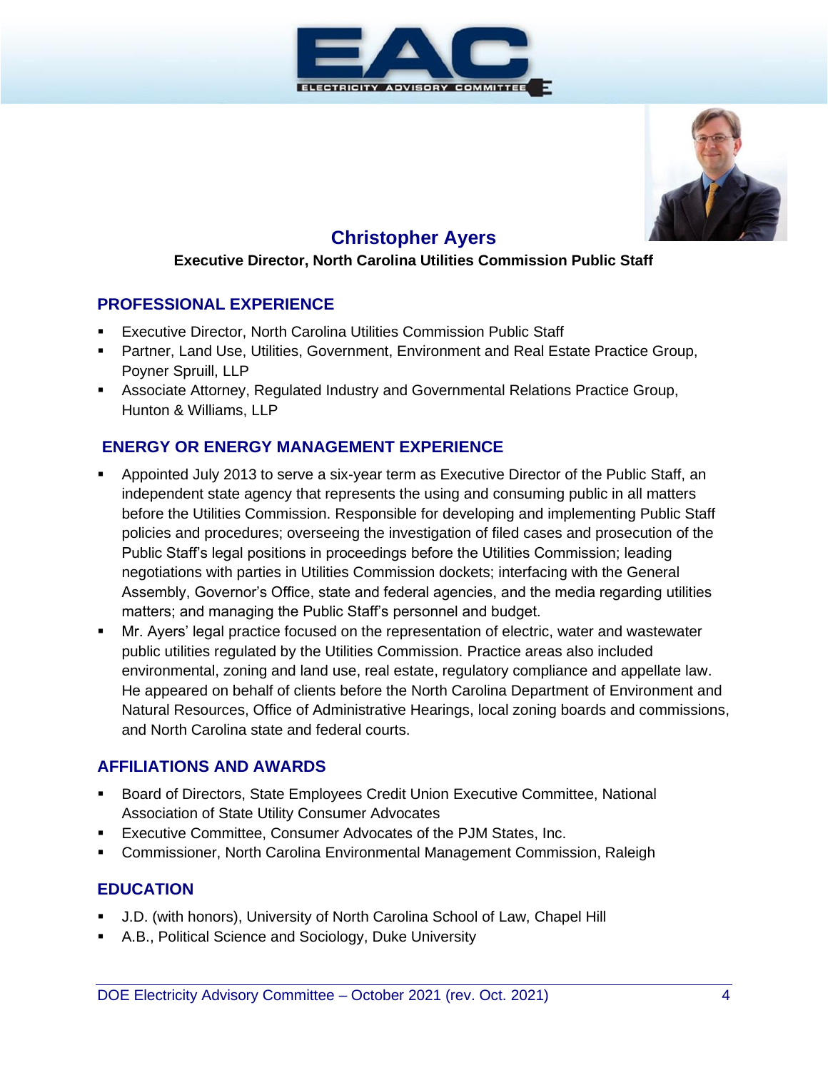# Christopher Ayers

**Executive Director, North Carolina Utilities Commission Public Staff**

## PROFESSIONAL EXPERIENCE

- Executive Director, North Carolina Utilities Commission Public Staff
- Partner, Land Use, Utilities, Government, Environment and Real Estate Practice Group, Poyner Spruill, LLP
- Associate Attorney, Regulated Industry and Governmental Relations Practice Group, Hunton & Williams, LLP

## ENERGY OR ENERGY MANAGEMENT EXPERIENCE

- Appointed July 2013 to serve a six-year term as Executive Director of the Public Staff, an independent state agency that represents the using and consuming public in all matters before the Utilities Commission. Responsible for developing and implementing Public Staff policies and procedures; overseeing the investigation of filed cases and prosecution of the Public Staff's legal positions in proceedings before the Utilities Commission; leading negotiations with parties in Utilities Commission dockets; interfacing with the General Assembly, Governor's Office, state and federal agencies, and the media regarding utilities matters; and managing the Public Staff's personnel and budget.
- Mr. Ayers' legal practice focused on the representation of electric, water and wastewater public utilities regulated by the Utilities Commission. Practice areas also included environmental, zoning and land use, real estate, regulatory compliance and appellate law. He appeared on behalf of clients before the North Carolina Department of Environment and Natural Resources, Office of Administrative Hearings, local zoning boards and commissions, and North Carolina state and federal courts.

## AFFILIATIONS AND AWARDS

- Board of Directors, State Employees Credit Union Executive Committee, National Association of State Utility Consumer Advocates
- Executive Committee, Consumer Advocates of the PJM States, Inc.
- Commissioner, North Carolina Environmental Management Commission, Raleigh

## EDUCATION

- J.D. (with honors), University of North Carolina School of Law, Chapel Hill
- A.B., Political Science and Sociology, Duke University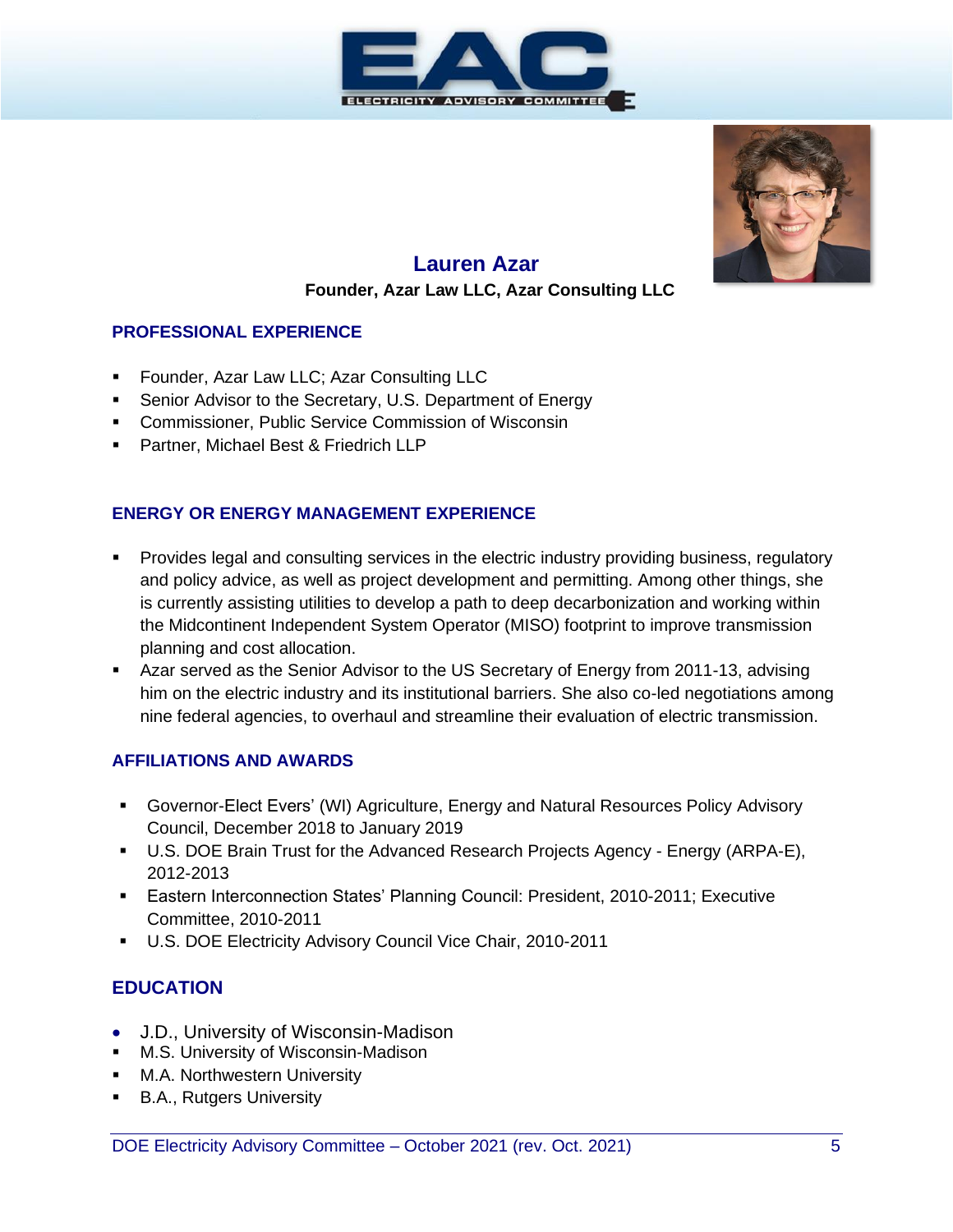# Lauren Azar

**Founder, Azar Law LLC, Azar Consulting LLC**

## PROFESSIONAL EXPERIENCE

- Founder, Azar Law LLC; Azar Consulting LLC
- Senior Advisor to the Secretary, U.S. Department of Energy
- Commissioner, Public Service Commission of Wisconsin
- Partner, Michael Best & Friedrich LLP

## ENERGY OR ENERGY MANAGEMENT EXPERIENCE

- Provides legal and consulting services in the electric industry providing business, regulatory and policy advice, as well as project development and permitting. Among other things, she is currently assisting utilities to develop a path to deep decarbonization and working within the Midcontinent Independent System Operator (MISO) footprint to improve transmission planning and cost allocation.
- Azar served as the Senior Advisor to the US Secretary of Energy from 2011-13, advising him on the electric industry and its institutional barriers. She also co-led negotiations among nine federal agencies, to overhaul and streamline their evaluation of electric transmission.

## AFFILIATIONS AND AWARDS

- Governor-Elect Evers' (WI) Agriculture, Energy and Natural Resources Policy Advisory Council, December 2018 to January 2019
- U.S. DOE Brain Trust for the Advanced Research Projects Agency - Energy (ARPA-E), 2012-2013
- Eastern Interconnection States' Planning Council: President, 2010-2011; Executive Committee, 2010-2011
- U.S. DOE Electricity Advisory Council Vice Chair, 2010-2011

## EDUCATION

- J.D., University of Wisconsin-Madison
- M.S. University of Wisconsin-Madison
- M.A. Northwestern University
- B.A., Rutgers University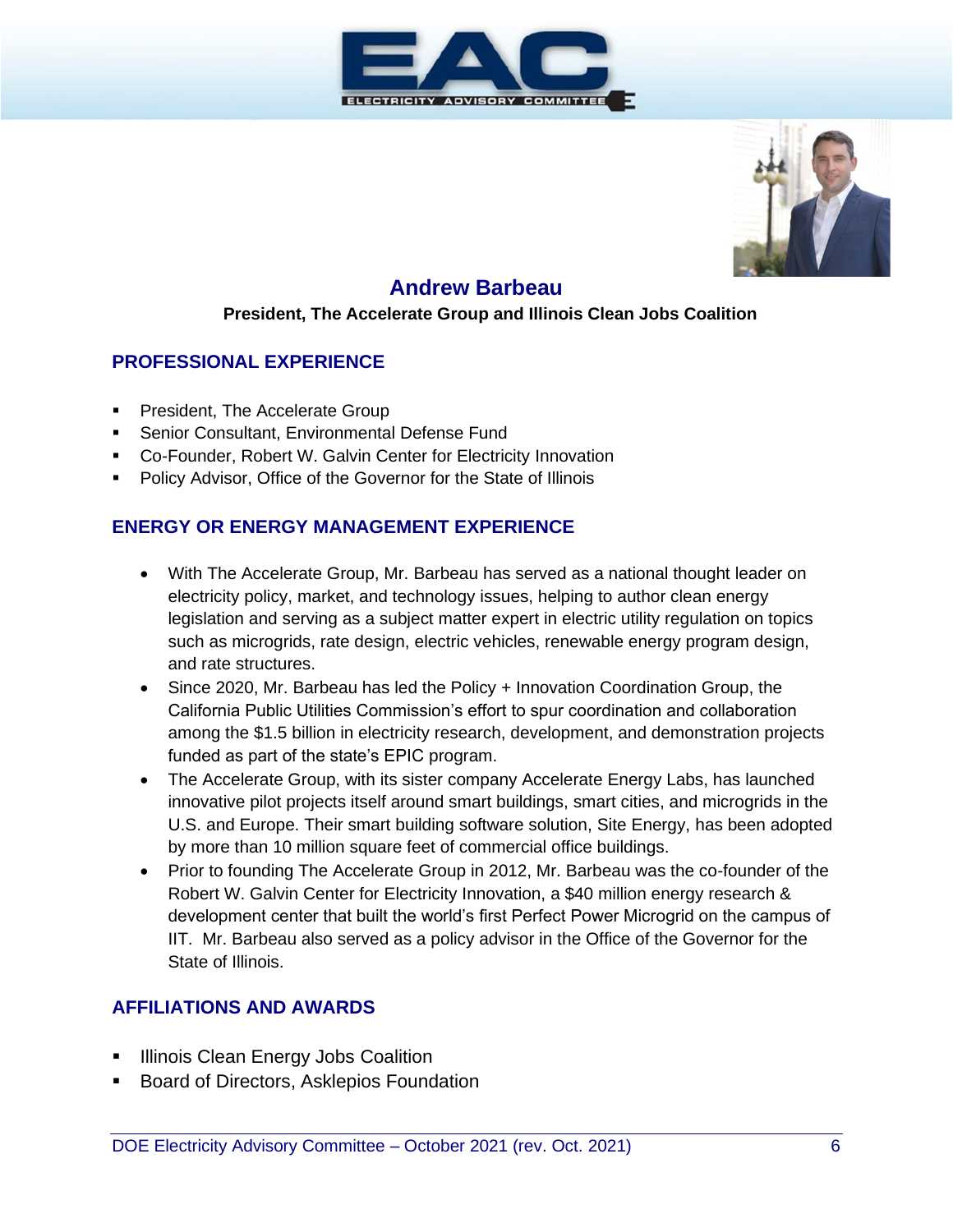## Andrew Barbeau

**President, The Accelerate Group and Illinois Clean Jobs Coalition**

### PROFESSIONAL EXPERIENCE

- President, The Accelerate Group
- Senior Consultant, Environmental Defense Fund
- Co-Founder, Robert W. Galvin Center for Electricity Innovation
- Policy Advisor, Office of the Governor for the State of Illinois

### ENERGY OR ENERGY MANAGEMENT EXPERIENCE

- With The Accelerate Group, Mr. Barbeau has served as a national thought leader on electricity policy, market, and technology issues, helping to author clean energy legislation and serving as a subject matter expert in electric utility regulation on topics such as microgrids, rate design, electric vehicles, renewable energy program design, and rate structures.
- Since 2020, Mr. Barbeau has led the Policy + Innovation Coordination Group, the California Public Utilities Commission's effort to spur coordination and collaboration among the $1.5 billion in electricity research, development, and demonstration projects funded as part of the state's EPIC program.
- The Accelerate Group, with its sister company Accelerate Energy Labs, has launched innovative pilot projects itself around smart buildings, smart cities, and microgrids in the U.S. and Europe. Their smart building software solution, Site Energy, has been adopted by more than 10 million square feet of commercial office buildings.
- Prior to founding The Accelerate Group in 2012, Mr. Barbeau was the co-founder of the Robert W. Galvin Center for Electricity Innovation, a $40 million energy research & development center that built the world's first Perfect Power Microgrid on the campus of IIT. Mr. Barbeau also served as a policy advisor in the Office of the Governor for the State of Illinois.

### AFFILIATIONS AND AWARDS

- Illinois Clean Energy Jobs Coalition
- Board of Directors, Asklepios Foundation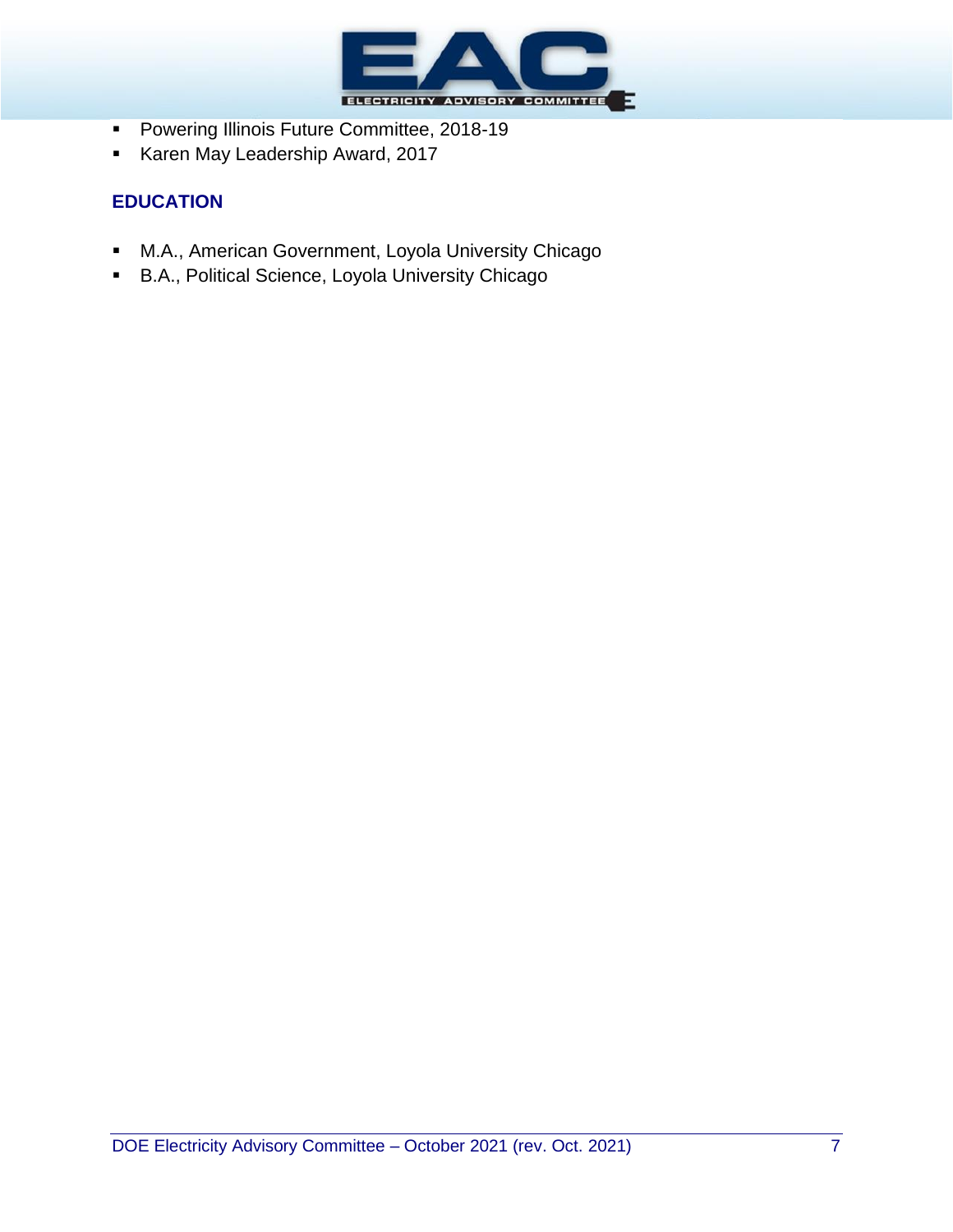- Powering Illinois Future Committee, 2018-19
- Karen May Leadership Award, 2017

### EDUCATION

- M.A., American Government, Loyola University Chicago
- B.A., Political Science, Loyola University Chicago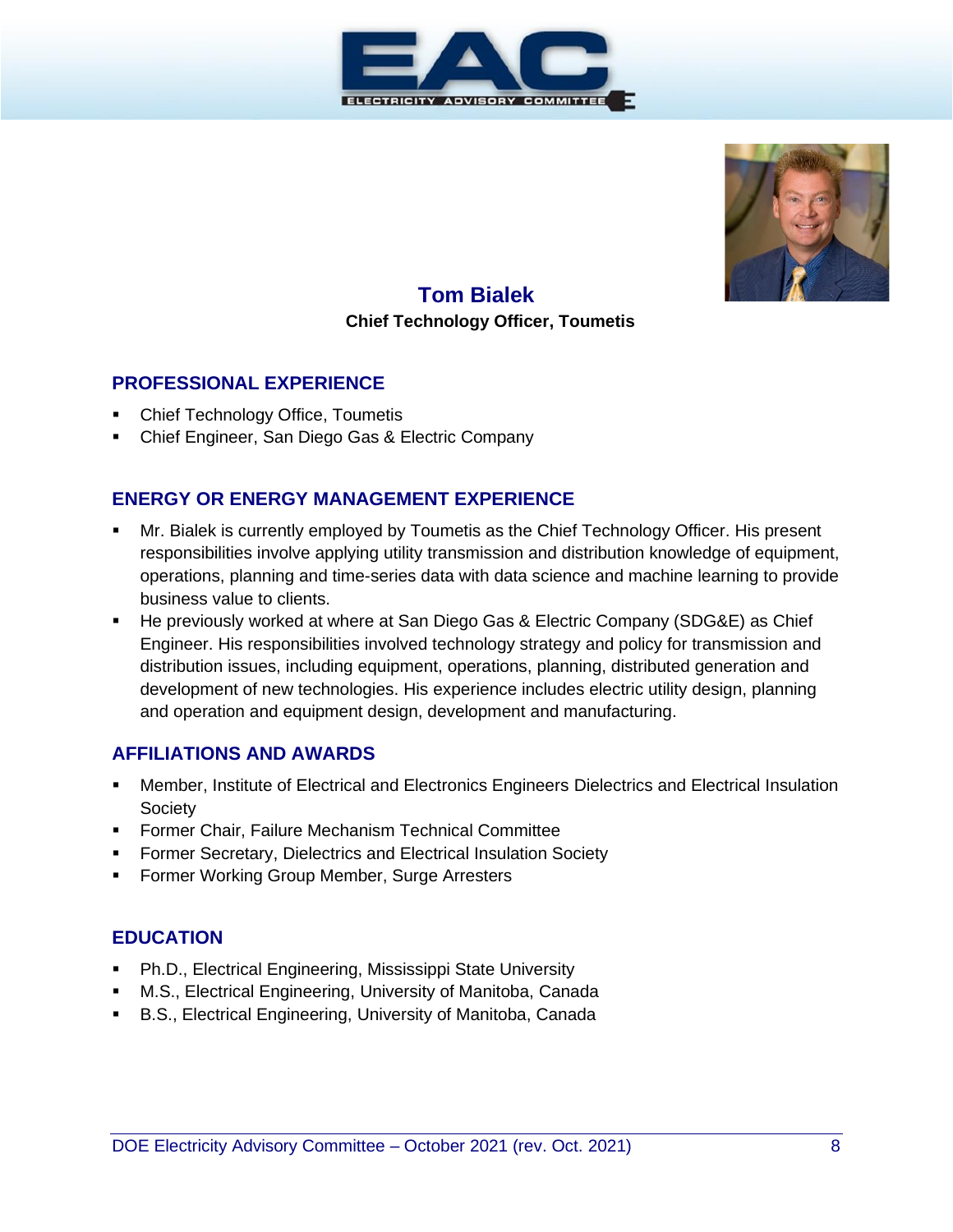# Tom Bialek

**Chief Technology Officer, Toumetis**

## PROFESSIONAL EXPERIENCE

- Chief Technology Office, Toumetis
- Chief Engineer, San Diego Gas & Electric Company

## ENERGY OR ENERGY MANAGEMENT EXPERIENCE

- Mr. Bialek is currently employed by Toumetis as the Chief Technology Officer. His present responsibilities involve applying utility transmission and distribution knowledge of equipment, operations, planning and time-series data with data science and machine learning to provide business value to clients.
- He previously worked at where at San Diego Gas & Electric Company (SDG&E) as Chief Engineer. His responsibilities involved technology strategy and policy for transmission and distribution issues, including equipment, operations, planning, distributed generation and development of new technologies. His experience includes electric utility design, planning and operation and equipment design, development and manufacturing.

## AFFILIATIONS AND AWARDS

- Member, Institute of Electrical and Electronics Engineers Dielectrics and Electrical Insulation Society
- Former Chair, Failure Mechanism Technical Committee
- Former Secretary, Dielectrics and Electrical Insulation Society
- Former Working Group Member, Surge Arresters

## EDUCATION

- Ph.D., Electrical Engineering, Mississippi State University
- M.S., Electrical Engineering, University of Manitoba, Canada
- B.S., Electrical Engineering, University of Manitoba, Canada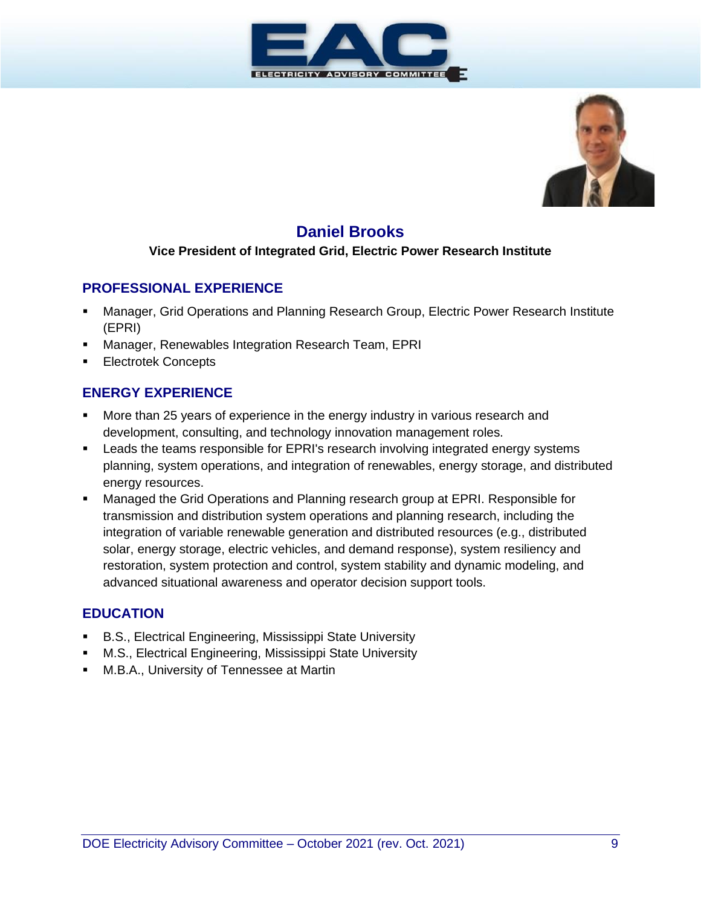# Daniel Brooks

**Vice President of Integrated Grid, Electric Power Research Institute**

## PROFESSIONAL EXPERIENCE

- Manager, Grid Operations and Planning Research Group, Electric Power Research Institute (EPRI)
- Manager, Renewables Integration Research Team, EPRI
- Electrotek Concepts

## ENERGY EXPERIENCE

- More than 25 years of experience in the energy industry in various research and development, consulting, and technology innovation management roles.
- Leads the teams responsible for EPRI's research involving integrated energy systems planning, system operations, and integration of renewables, energy storage, and distributed energy resources.
- Managed the Grid Operations and Planning research group at EPRI. Responsible for transmission and distribution system operations and planning research, including the integration of variable renewable generation and distributed resources (e.g., distributed solar, energy storage, electric vehicles, and demand response), system resiliency and restoration, system protection and control, system stability and dynamic modeling, and advanced situational awareness and operator decision support tools.

## EDUCATION

- B.S., Electrical Engineering, Mississippi State University
- M.S., Electrical Engineering, Mississippi State University
- M.B.A., University of Tennessee at Martin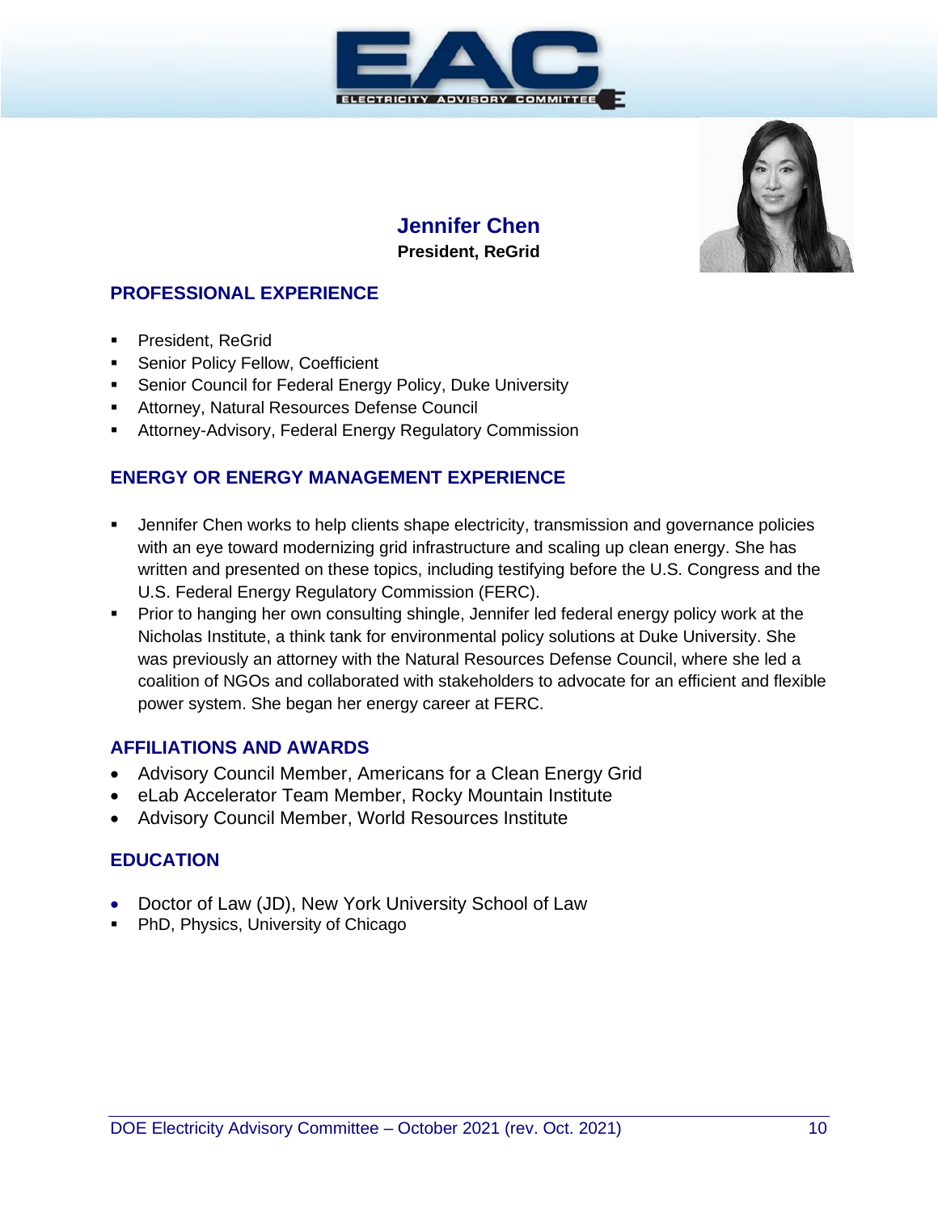# Jennifer Chen

**President, ReGrid**

## PROFESSIONAL EXPERIENCE

- President, ReGrid
- Senior Policy Fellow, Coefficient
- Senior Council for Federal Energy Policy, Duke University
- Attorney, Natural Resources Defense Council
- Attorney-Advisory, Federal Energy Regulatory Commission

## ENERGY OR ENERGY MANAGEMENT EXPERIENCE

- Jennifer Chen works to help clients shape electricity, transmission and governance policies with an eye toward modernizing grid infrastructure and scaling up clean energy. She has written and presented on these topics, including testifying before the U.S. Congress and the U.S. Federal Energy Regulatory Commission (FERC).
- Prior to hanging her own consulting shingle, Jennifer led federal energy policy work at the Nicholas Institute, a think tank for environmental policy solutions at Duke University. She was previously an attorney with the Natural Resources Defense Council, where she led a coalition of NGOs and collaborated with stakeholders to advocate for an efficient and flexible power system. She began her energy career at FERC.

## AFFILIATIONS AND AWARDS

- Advisory Council Member, Americans for a Clean Energy Grid
- eLab Accelerator Team Member, Rocky Mountain Institute
- Advisory Council Member, World Resources Institute

## EDUCATION

- Doctor of Law (JD), New York University School of Law
- PhD, Physics, University of Chicago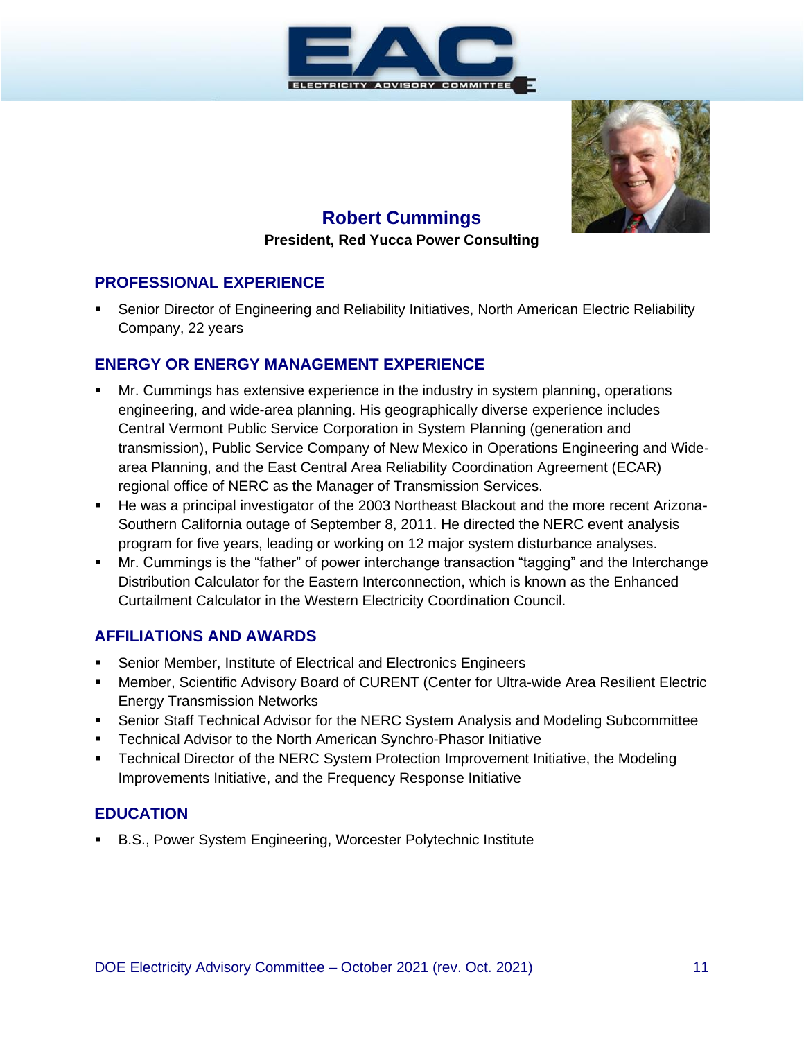## Robert Cummings

**President, Red Yucca Power Consulting**

### PROFESSIONAL EXPERIENCE

- Senior Director of Engineering and Reliability Initiatives, North American Electric Reliability Company, 22 years

### ENERGY OR ENERGY MANAGEMENT EXPERIENCE

- Mr. Cummings has extensive experience in the industry in system planning, operations engineering, and wide-area planning. His geographically diverse experience includes Central Vermont Public Service Corporation in System Planning (generation and transmission), Public Service Company of New Mexico in Operations Engineering and Wide-area Planning, and the East Central Area Reliability Coordination Agreement (ECAR) regional office of NERC as the Manager of Transmission Services.
- He was a principal investigator of the 2003 Northeast Blackout and the more recent Arizona-Southern California outage of September 8, 2011. He directed the NERC event analysis program for five years, leading or working on 12 major system disturbance analyses.
- Mr. Cummings is the "father" of power interchange transaction "tagging" and the Interchange Distribution Calculator for the Eastern Interconnection, which is known as the Enhanced Curtailment Calculator in the Western Electricity Coordination Council.

### AFFILIATIONS AND AWARDS

- Senior Member, Institute of Electrical and Electronics Engineers
- Member, Scientific Advisory Board of CURENT (Center for Ultra-wide Area Resilient Electric Energy Transmission Networks
- Senior Staff Technical Advisor for the NERC System Analysis and Modeling Subcommittee
- Technical Advisor to the North American Synchro-Phasor Initiative
- Technical Director of the NERC System Protection Improvement Initiative, the Modeling Improvements Initiative, and the Frequency Response Initiative

### EDUCATION

- B.S., Power System Engineering, Worcester Polytechnic Institute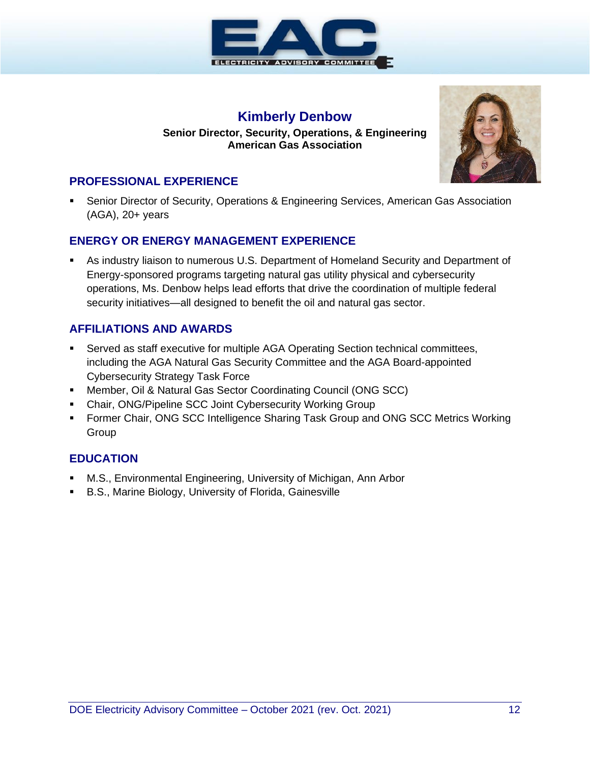## Kimberly Denbow

**Senior Director, Security, Operations, & Engineering**
**American Gas Association**

### PROFESSIONAL EXPERIENCE

- Senior Director of Security, Operations & Engineering Services, American Gas Association (AGA), 20+ years

### ENERGY OR ENERGY MANAGEMENT EXPERIENCE

- As industry liaison to numerous U.S. Department of Homeland Security and Department of Energy-sponsored programs targeting natural gas utility physical and cybersecurity operations, Ms. Denbow helps lead efforts that drive the coordination of multiple federal security initiatives—all designed to benefit the oil and natural gas sector.

### AFFILIATIONS AND AWARDS

- Served as staff executive for multiple AGA Operating Section technical committees, including the AGA Natural Gas Security Committee and the AGA Board-appointed Cybersecurity Strategy Task Force
- Member, Oil & Natural Gas Sector Coordinating Council (ONG SCC)
- Chair, ONG/Pipeline SCC Joint Cybersecurity Working Group
- Former Chair, ONG SCC Intelligence Sharing Task Group and ONG SCC Metrics Working Group

### EDUCATION

- M.S., Environmental Engineering, University of Michigan, Ann Arbor
- B.S., Marine Biology, University of Florida, Gainesville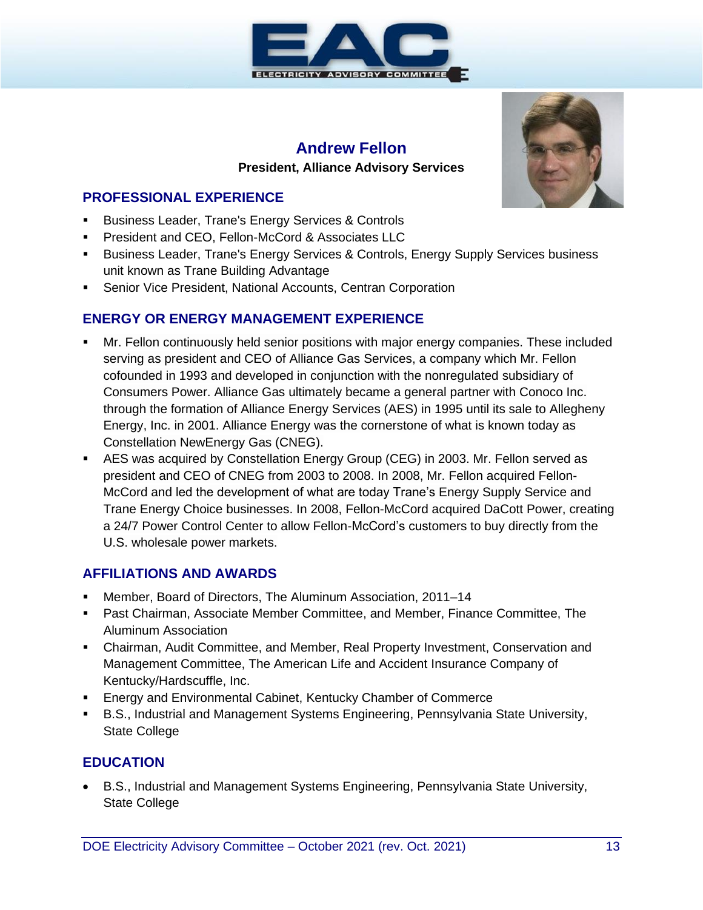# Andrew Fellon

**President, Alliance Advisory Services**

## PROFESSIONAL EXPERIENCE

- Business Leader, Trane's Energy Services & Controls
- President and CEO, Fellon-McCord & Associates LLC
- Business Leader, Trane's Energy Services & Controls, Energy Supply Services business unit known as Trane Building Advantage
- Senior Vice President, National Accounts, Centran Corporation

## ENERGY OR ENERGY MANAGEMENT EXPERIENCE

- Mr. Fellon continuously held senior positions with major energy companies. These included serving as president and CEO of Alliance Gas Services, a company which Mr. Fellon cofounded in 1993 and developed in conjunction with the nonregulated subsidiary of Consumers Power. Alliance Gas ultimately became a general partner with Conoco Inc. through the formation of Alliance Energy Services (AES) in 1995 until its sale to Allegheny Energy, Inc. in 2001. Alliance Energy was the cornerstone of what is known today as Constellation NewEnergy Gas (CNEG).
- AES was acquired by Constellation Energy Group (CEG) in 2003. Mr. Fellon served as president and CEO of CNEG from 2003 to 2008. In 2008, Mr. Fellon acquired Fellon-McCord and led the development of what are today Trane's Energy Supply Service and Trane Energy Choice businesses. In 2008, Fellon-McCord acquired DaCott Power, creating a 24/7 Power Control Center to allow Fellon-McCord's customers to buy directly from the U.S. wholesale power markets.

## AFFILIATIONS AND AWARDS

- Member, Board of Directors, The Aluminum Association, 2011–14
- Past Chairman, Associate Member Committee, and Member, Finance Committee, The Aluminum Association
- Chairman, Audit Committee, and Member, Real Property Investment, Conservation and Management Committee, The American Life and Accident Insurance Company of Kentucky/Hardscuffle, Inc.
- Energy and Environmental Cabinet, Kentucky Chamber of Commerce
- B.S., Industrial and Management Systems Engineering, Pennsylvania State University, State College

## EDUCATION

- B.S., Industrial and Management Systems Engineering, Pennsylvania State University, State College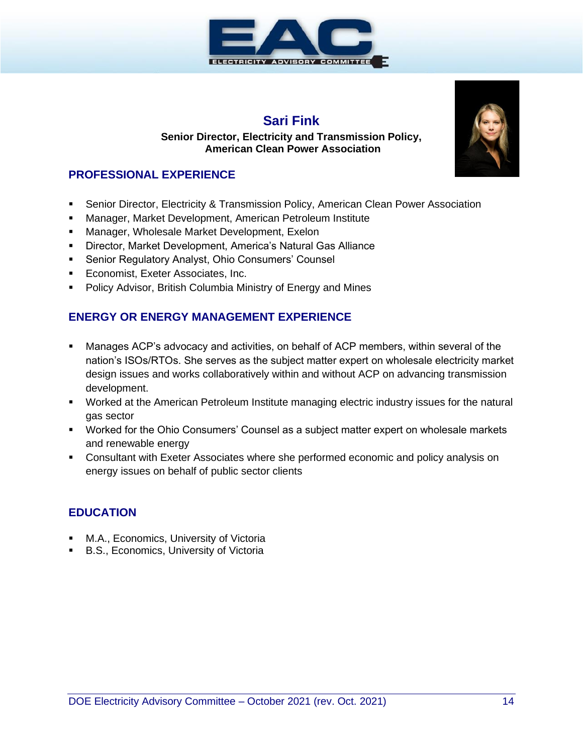## Sari Fink

**Senior Director, Electricity and Transmission Policy, American Clean Power Association**

### PROFESSIONAL EXPERIENCE

- Senior Director, Electricity & Transmission Policy, American Clean Power Association
- Manager, Market Development, American Petroleum Institute
- Manager, Wholesale Market Development, Exelon
- Director, Market Development, America's Natural Gas Alliance
- Senior Regulatory Analyst, Ohio Consumers' Counsel
- Economist, Exeter Associates, Inc.
- Policy Advisor, British Columbia Ministry of Energy and Mines

### ENERGY OR ENERGY MANAGEMENT EXPERIENCE

- Manages ACP's advocacy and activities, on behalf of ACP members, within several of the nation's ISOs/RTOs. She serves as the subject matter expert on wholesale electricity market design issues and works collaboratively within and without ACP on advancing transmission development.
- Worked at the American Petroleum Institute managing electric industry issues for the natural gas sector
- Worked for the Ohio Consumers' Counsel as a subject matter expert on wholesale markets and renewable energy
- Consultant with Exeter Associates where she performed economic and policy analysis on energy issues on behalf of public sector clients

### EDUCATION

- M.A., Economics, University of Victoria
- B.S., Economics, University of Victoria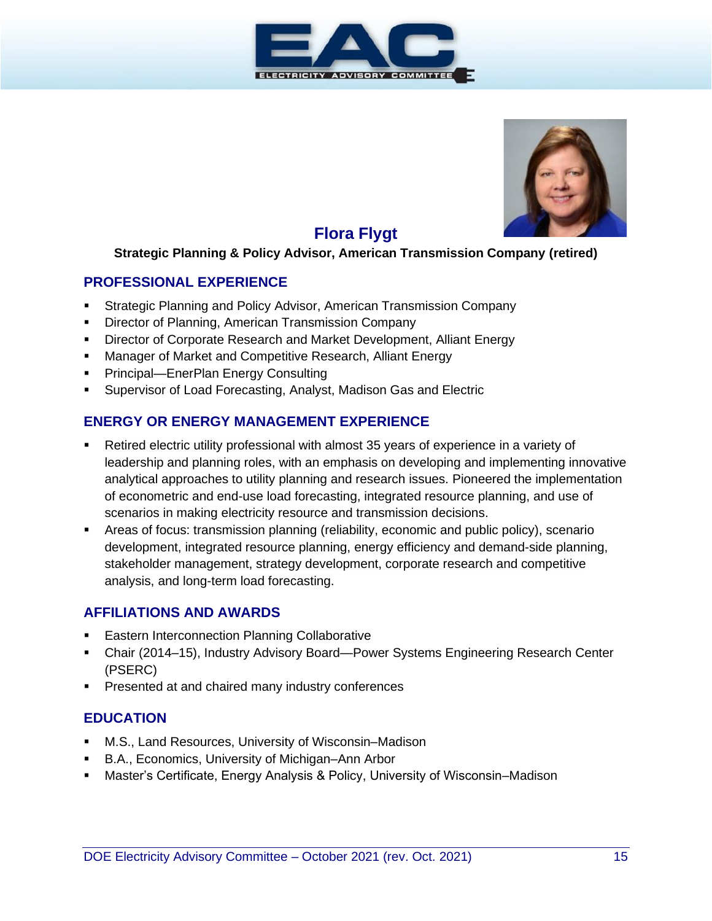# Flora Flygt

**Strategic Planning & Policy Advisor, American Transmission Company (retired)**

## PROFESSIONAL EXPERIENCE

- Strategic Planning and Policy Advisor, American Transmission Company
- Director of Planning, American Transmission Company
- Director of Corporate Research and Market Development, Alliant Energy
- Manager of Market and Competitive Research, Alliant Energy
- Principal—EnerPlan Energy Consulting
- Supervisor of Load Forecasting, Analyst, Madison Gas and Electric

## ENERGY OR ENERGY MANAGEMENT EXPERIENCE

- Retired electric utility professional with almost 35 years of experience in a variety of leadership and planning roles, with an emphasis on developing and implementing innovative analytical approaches to utility planning and research issues. Pioneered the implementation of econometric and end-use load forecasting, integrated resource planning, and use of scenarios in making electricity resource and transmission decisions.
- Areas of focus: transmission planning (reliability, economic and public policy), scenario development, integrated resource planning, energy efficiency and demand-side planning, stakeholder management, strategy development, corporate research and competitive analysis, and long-term load forecasting.

## AFFILIATIONS AND AWARDS

- Eastern Interconnection Planning Collaborative
- Chair (2014–15), Industry Advisory Board—Power Systems Engineering Research Center (PSERC)
- Presented at and chaired many industry conferences

## EDUCATION

- M.S., Land Resources, University of Wisconsin–Madison
- B.A., Economics, University of Michigan–Ann Arbor
- Master's Certificate, Energy Analysis & Policy, University of Wisconsin–Madison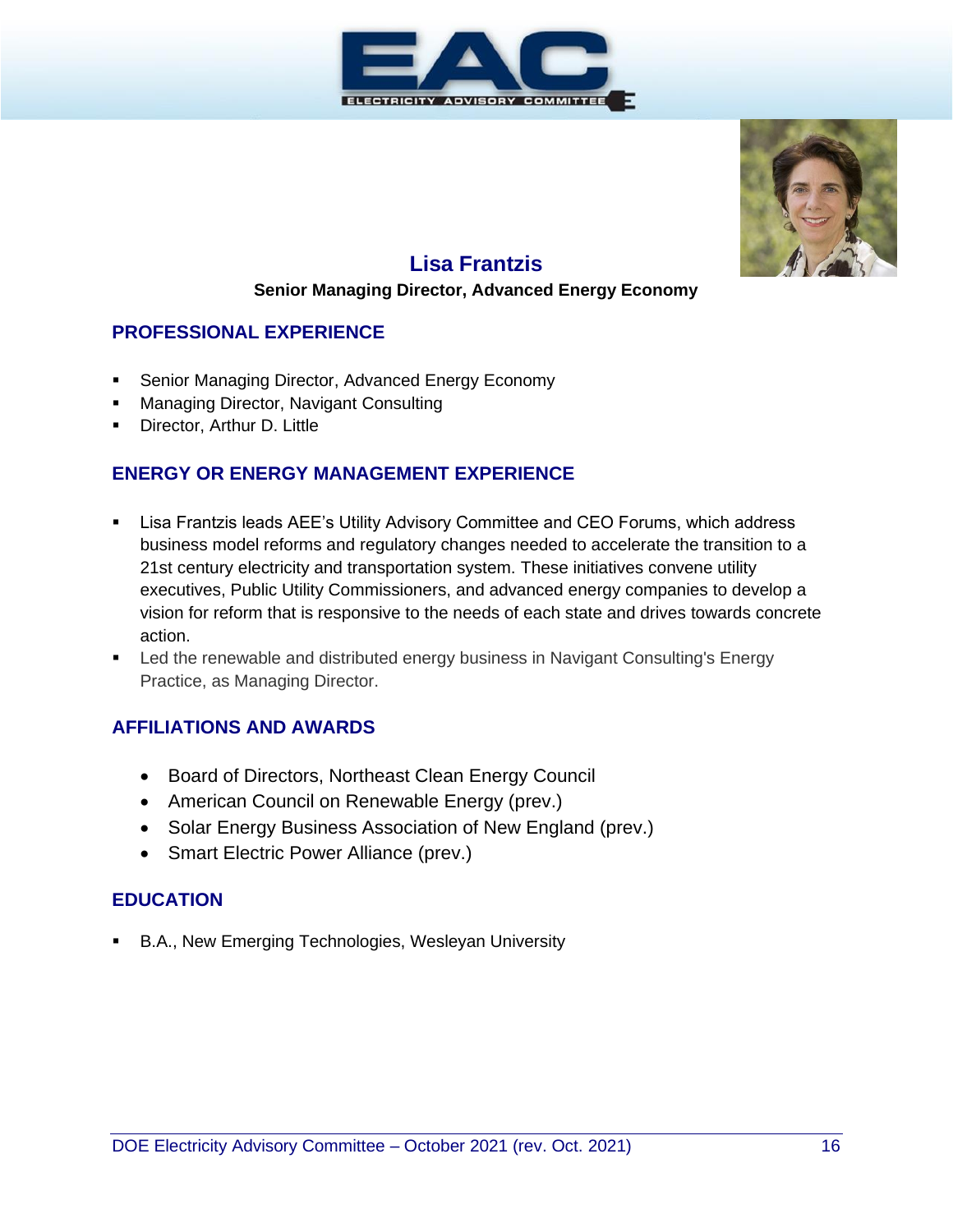# Lisa Frantzis

**Senior Managing Director, Advanced Energy Economy**

## PROFESSIONAL EXPERIENCE

- Senior Managing Director, Advanced Energy Economy
- Managing Director, Navigant Consulting
- Director, Arthur D. Little

## ENERGY OR ENERGY MANAGEMENT EXPERIENCE

- Lisa Frantzis leads AEE's Utility Advisory Committee and CEO Forums, which address business model reforms and regulatory changes needed to accelerate the transition to a 21st century electricity and transportation system. These initiatives convene utility executives, Public Utility Commissioners, and advanced energy companies to develop a vision for reform that is responsive to the needs of each state and drives towards concrete action.
- Led the renewable and distributed energy business in Navigant Consulting's Energy Practice, as Managing Director.

## AFFILIATIONS AND AWARDS

- Board of Directors, Northeast Clean Energy Council
- American Council on Renewable Energy (prev.)
- Solar Energy Business Association of New England (prev.)
- Smart Electric Power Alliance (prev.)

## EDUCATION

- B.A., New Emerging Technologies, Wesleyan University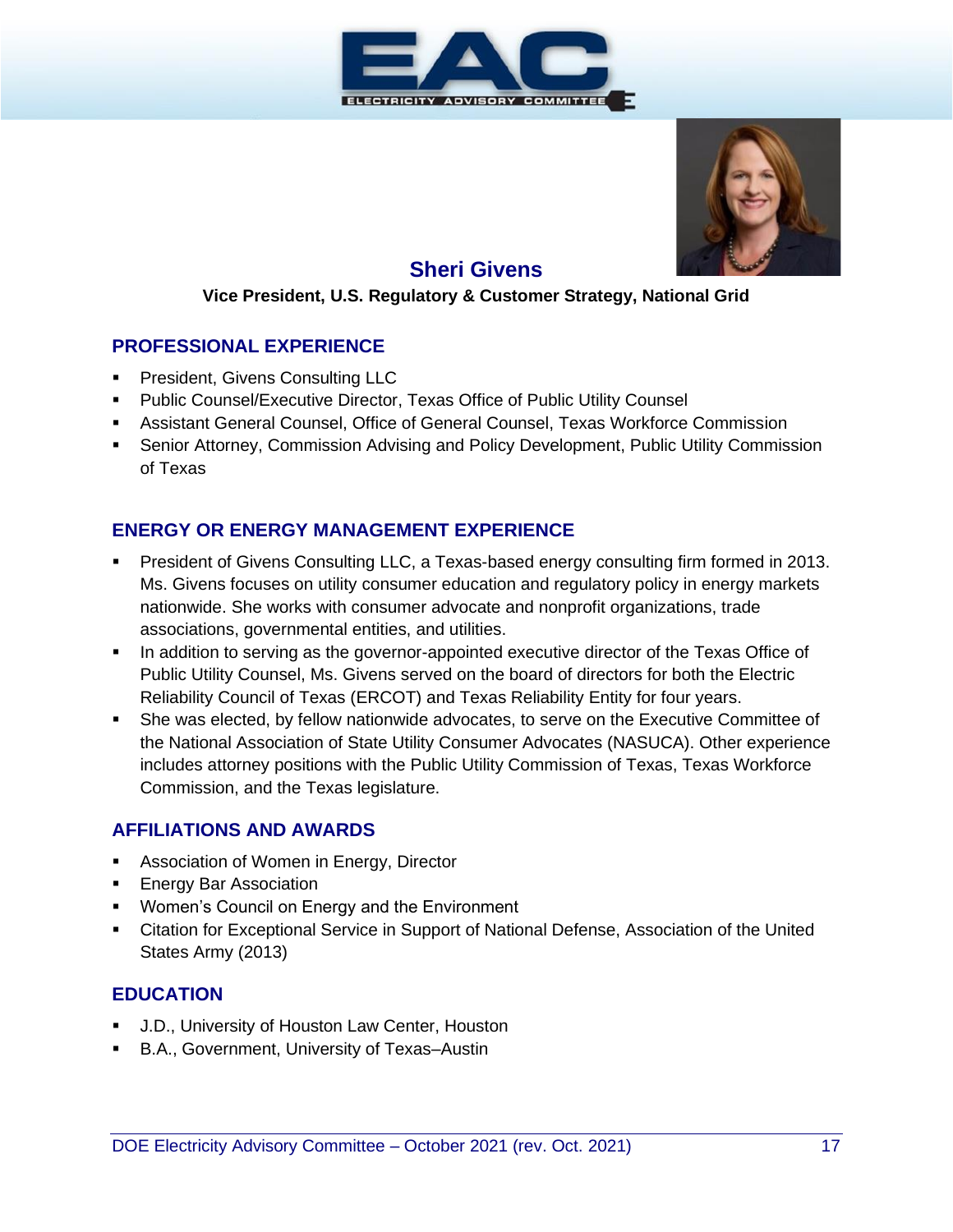## Sheri Givens

**Vice President, U.S. Regulatory & Customer Strategy, National Grid**

### PROFESSIONAL EXPERIENCE

- President, Givens Consulting LLC
- Public Counsel/Executive Director, Texas Office of Public Utility Counsel
- Assistant General Counsel, Office of General Counsel, Texas Workforce Commission
- Senior Attorney, Commission Advising and Policy Development, Public Utility Commission of Texas

### ENERGY OR ENERGY MANAGEMENT EXPERIENCE

- President of Givens Consulting LLC, a Texas-based energy consulting firm formed in 2013. Ms. Givens focuses on utility consumer education and regulatory policy in energy markets nationwide. She works with consumer advocate and nonprofit organizations, trade associations, governmental entities, and utilities.
- In addition to serving as the governor-appointed executive director of the Texas Office of Public Utility Counsel, Ms. Givens served on the board of directors for both the Electric Reliability Council of Texas (ERCOT) and Texas Reliability Entity for four years.
- She was elected, by fellow nationwide advocates, to serve on the Executive Committee of the National Association of State Utility Consumer Advocates (NASUCA). Other experience includes attorney positions with the Public Utility Commission of Texas, Texas Workforce Commission, and the Texas legislature.

### AFFILIATIONS AND AWARDS

- Association of Women in Energy, Director
- Energy Bar Association
- Women's Council on Energy and the Environment
- Citation for Exceptional Service in Support of National Defense, Association of the United States Army (2013)

### EDUCATION

- J.D., University of Houston Law Center, Houston
- B.A., Government, University of Texas–Austin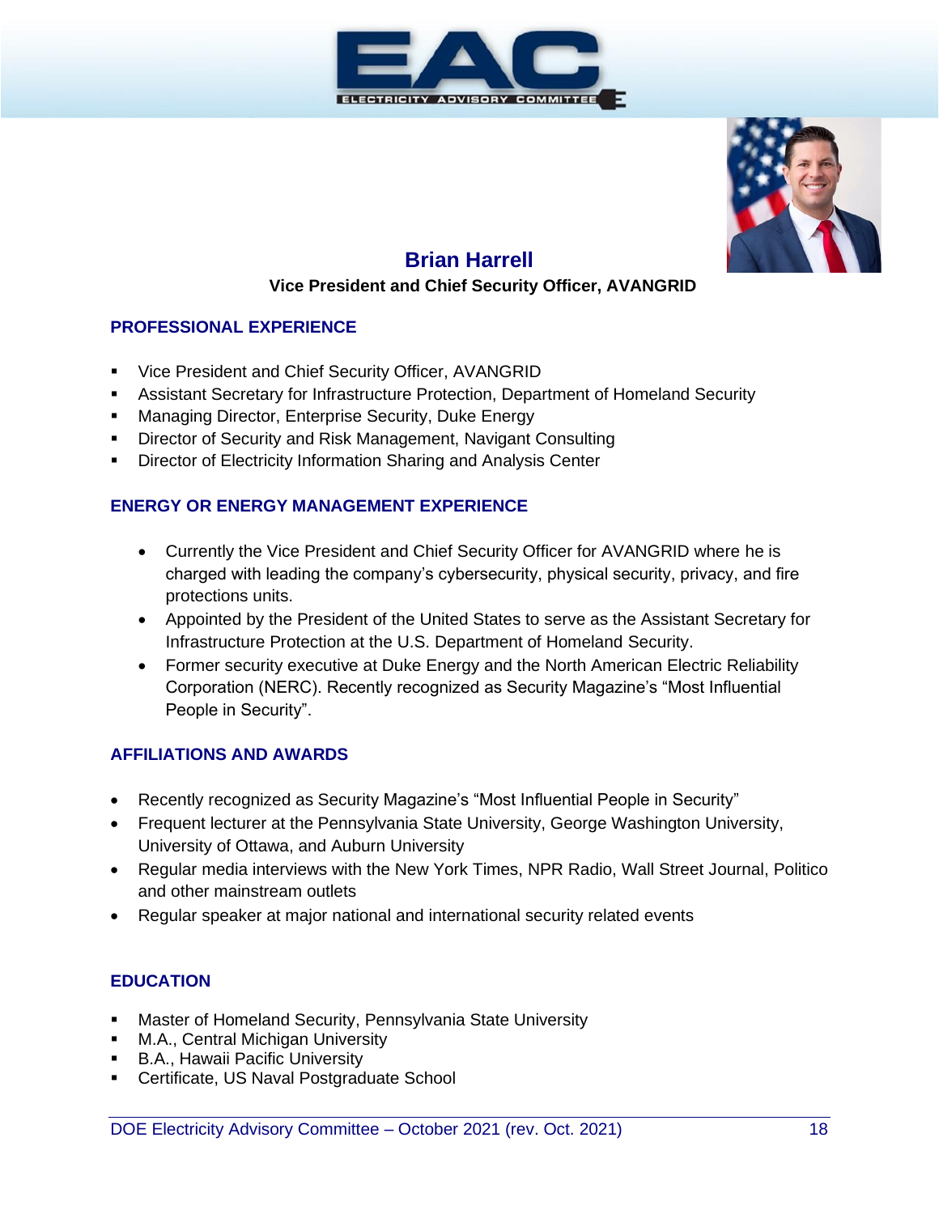# Brian Harrell

**Vice President and Chief Security Officer, AVANGRID**

## PROFESSIONAL EXPERIENCE

- Vice President and Chief Security Officer, AVANGRID
- Assistant Secretary for Infrastructure Protection, Department of Homeland Security
- Managing Director, Enterprise Security, Duke Energy
- Director of Security and Risk Management, Navigant Consulting
- Director of Electricity Information Sharing and Analysis Center

## ENERGY OR ENERGY MANAGEMENT EXPERIENCE

- Currently the Vice President and Chief Security Officer for AVANGRID where he is charged with leading the company's cybersecurity, physical security, privacy, and fire protections units.
- Appointed by the President of the United States to serve as the Assistant Secretary for Infrastructure Protection at the U.S. Department of Homeland Security.
- Former security executive at Duke Energy and the North American Electric Reliability Corporation (NERC). Recently recognized as Security Magazine's "Most Influential People in Security".

## AFFILIATIONS AND AWARDS

- Recently recognized as Security Magazine's "Most Influential People in Security"
- Frequent lecturer at the Pennsylvania State University, George Washington University, University of Ottawa, and Auburn University
- Regular media interviews with the New York Times, NPR Radio, Wall Street Journal, Politico and other mainstream outlets
- Regular speaker at major national and international security related events

## EDUCATION

- Master of Homeland Security, Pennsylvania State University
- M.A., Central Michigan University
- B.A., Hawaii Pacific University
- Certificate, US Naval Postgraduate School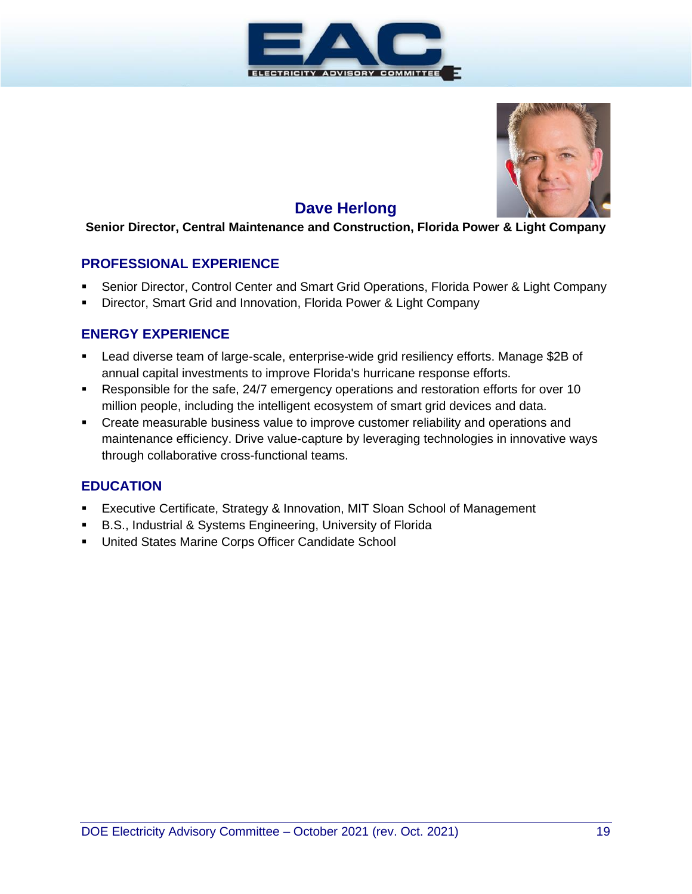# Dave Herlong

**Senior Director, Central Maintenance and Construction, Florida Power & Light Company**

## PROFESSIONAL EXPERIENCE

- Senior Director, Control Center and Smart Grid Operations, Florida Power & Light Company
- Director, Smart Grid and Innovation, Florida Power & Light Company

## ENERGY EXPERIENCE

- Lead diverse team of large-scale, enterprise-wide grid resiliency efforts. Manage $2B of annual capital investments to improve Florida's hurricane response efforts.
- Responsible for the safe, 24/7 emergency operations and restoration efforts for over 10 million people, including the intelligent ecosystem of smart grid devices and data.
- Create measurable business value to improve customer reliability and operations and maintenance efficiency. Drive value-capture by leveraging technologies in innovative ways through collaborative cross-functional teams.

## EDUCATION

- Executive Certificate, Strategy & Innovation, MIT Sloan School of Management
- B.S., Industrial & Systems Engineering, University of Florida
- United States Marine Corps Officer Candidate School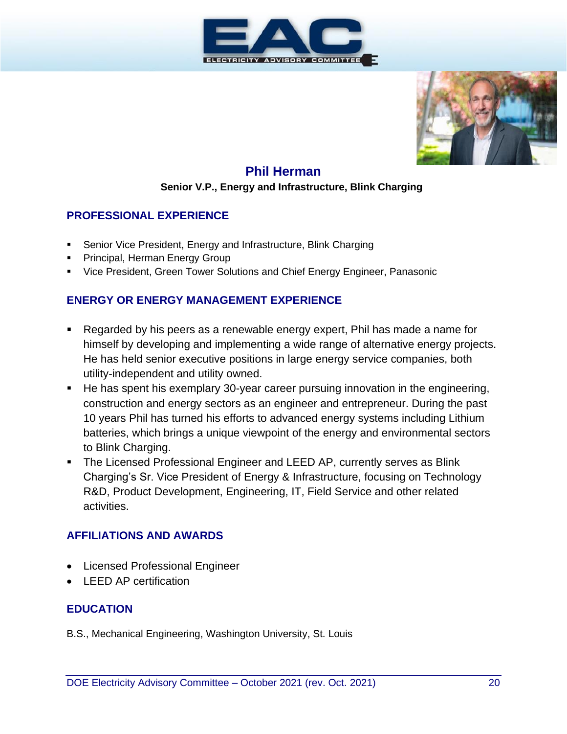# Phil Herman

**Senior V.P., Energy and Infrastructure, Blink Charging**

## PROFESSIONAL EXPERIENCE

- Senior Vice President, Energy and Infrastructure, Blink Charging
- Principal, Herman Energy Group
- Vice President, Green Tower Solutions and Chief Energy Engineer, Panasonic

## ENERGY OR ENERGY MANAGEMENT EXPERIENCE

- Regarded by his peers as a renewable energy expert, Phil has made a name for himself by developing and implementing a wide range of alternative energy projects. He has held senior executive positions in large energy service companies, both utility-independent and utility owned.
- He has spent his exemplary 30-year career pursuing innovation in the engineering, construction and energy sectors as an engineer and entrepreneur. During the past 10 years Phil has turned his efforts to advanced energy systems including Lithium batteries, which brings a unique viewpoint of the energy and environmental sectors to Blink Charging.
- The Licensed Professional Engineer and LEED AP, currently serves as Blink Charging's Sr. Vice President of Energy & Infrastructure, focusing on Technology R&D, Product Development, Engineering, IT, Field Service and other related activities.

## AFFILIATIONS AND AWARDS

- Licensed Professional Engineer
- LEED AP certification

## EDUCATION

B.S., Mechanical Engineering, Washington University, St. Louis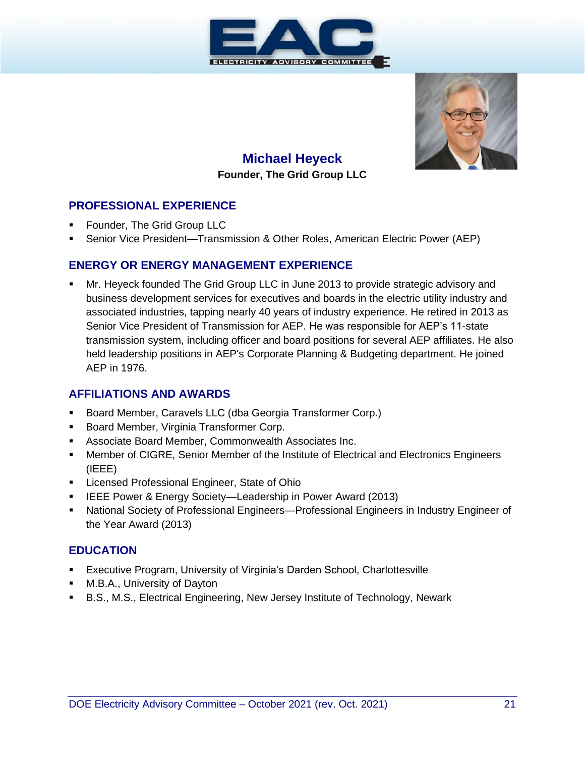# Michael Heyeck

**Founder, The Grid Group LLC**

## PROFESSIONAL EXPERIENCE

- Founder, The Grid Group LLC
- Senior Vice President—Transmission & Other Roles, American Electric Power (AEP)

## ENERGY OR ENERGY MANAGEMENT EXPERIENCE

- Mr. Heyeck founded The Grid Group LLC in June 2013 to provide strategic advisory and business development services for executives and boards in the electric utility industry and associated industries, tapping nearly 40 years of industry experience. He retired in 2013 as Senior Vice President of Transmission for AEP. He was responsible for AEP's 11-state transmission system, including officer and board positions for several AEP affiliates. He also held leadership positions in AEP's Corporate Planning & Budgeting department. He joined AEP in 1976.

## AFFILIATIONS AND AWARDS

- Board Member, Caravels LLC (dba Georgia Transformer Corp.)
- Board Member, Virginia Transformer Corp.
- Associate Board Member, Commonwealth Associates Inc.
- Member of CIGRE, Senior Member of the Institute of Electrical and Electronics Engineers (IEEE)
- Licensed Professional Engineer, State of Ohio
- IEEE Power & Energy Society—Leadership in Power Award (2013)
- National Society of Professional Engineers—Professional Engineers in Industry Engineer of the Year Award (2013)

## EDUCATION

- Executive Program, University of Virginia's Darden School, Charlottesville
- M.B.A., University of Dayton
- B.S., M.S., Electrical Engineering, New Jersey Institute of Technology, Newark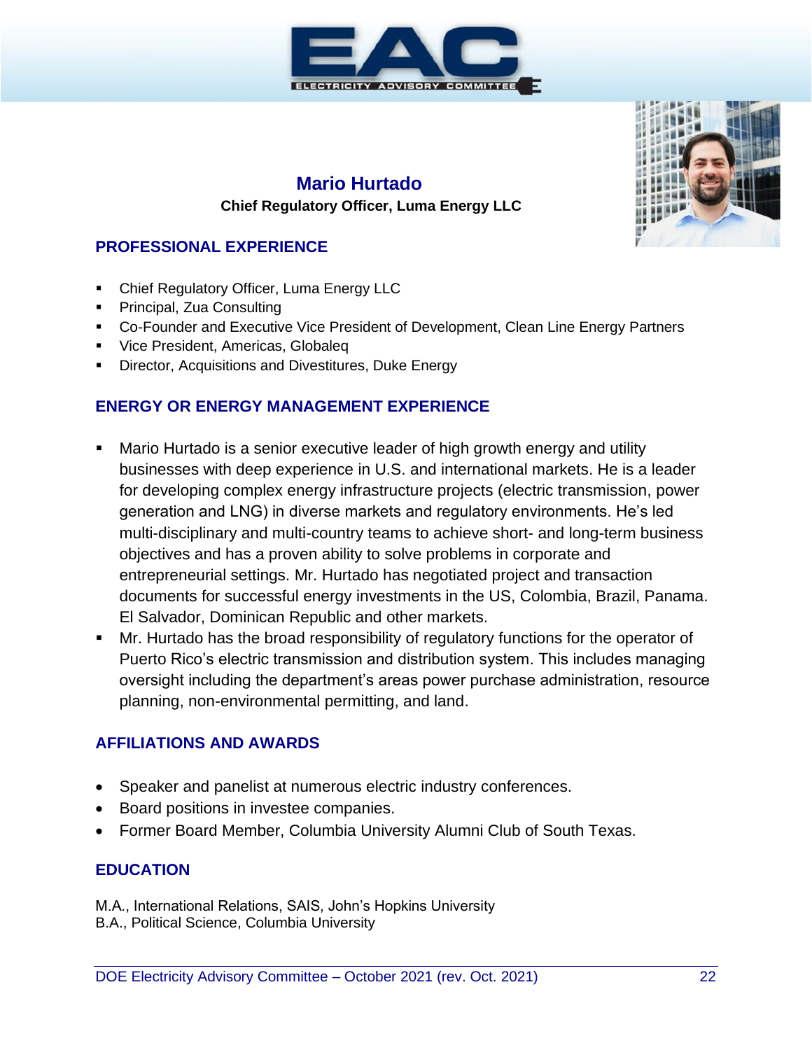# Mario Hurtado

**Chief Regulatory Officer, Luma Energy LLC**

## PROFESSIONAL EXPERIENCE

- Chief Regulatory Officer, Luma Energy LLC
- Principal, Zua Consulting
- Co-Founder and Executive Vice President of Development, Clean Line Energy Partners
- Vice President, Americas, Globaleq
- Director, Acquisitions and Divestitures, Duke Energy

## ENERGY OR ENERGY MANAGEMENT EXPERIENCE

- Mario Hurtado is a senior executive leader of high growth energy and utility businesses with deep experience in U.S. and international markets. He is a leader for developing complex energy infrastructure projects (electric transmission, power generation and LNG) in diverse markets and regulatory environments. He's led multi-disciplinary and multi-country teams to achieve short- and long-term business objectives and has a proven ability to solve problems in corporate and entrepreneurial settings. Mr. Hurtado has negotiated project and transaction documents for successful energy investments in the US, Colombia, Brazil, Panama. El Salvador, Dominican Republic and other markets.
- Mr. Hurtado has the broad responsibility of regulatory functions for the operator of Puerto Rico's electric transmission and distribution system. This includes managing oversight including the department's areas power purchase administration, resource planning, non-environmental permitting, and land.

## AFFILIATIONS AND AWARDS

- Speaker and panelist at numerous electric industry conferences.
- Board positions in investee companies.
- Former Board Member, Columbia University Alumni Club of South Texas.

## EDUCATION

M.A., International Relations, SAIS, John's Hopkins University
B.A., Political Science, Columbia University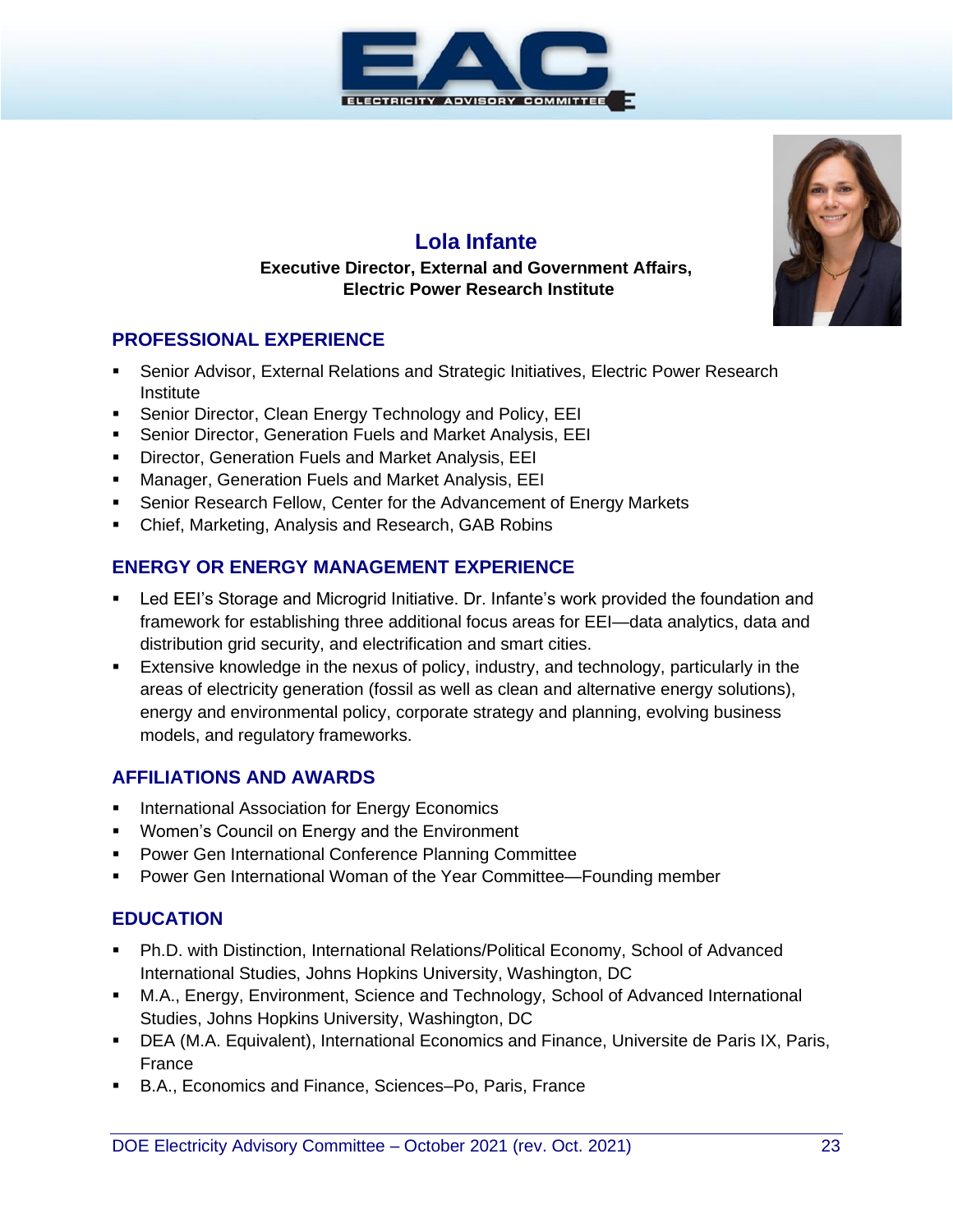# Lola Infante

**Executive Director, External and Government Affairs, Electric Power Research Institute**

## PROFESSIONAL EXPERIENCE

- Senior Advisor, External Relations and Strategic Initiatives, Electric Power Research Institute
- Senior Director, Clean Energy Technology and Policy, EEI
- Senior Director, Generation Fuels and Market Analysis, EEI
- Director, Generation Fuels and Market Analysis, EEI
- Manager, Generation Fuels and Market Analysis, EEI
- Senior Research Fellow, Center for the Advancement of Energy Markets
- Chief, Marketing, Analysis and Research, GAB Robins

## ENERGY OR ENERGY MANAGEMENT EXPERIENCE

- Led EEI's Storage and Microgrid Initiative. Dr. Infante's work provided the foundation and framework for establishing three additional focus areas for EEI—data analytics, data and distribution grid security, and electrification and smart cities.
- Extensive knowledge in the nexus of policy, industry, and technology, particularly in the areas of electricity generation (fossil as well as clean and alternative energy solutions), energy and environmental policy, corporate strategy and planning, evolving business models, and regulatory frameworks.

## AFFILIATIONS AND AWARDS

- International Association for Energy Economics
- Women's Council on Energy and the Environment
- Power Gen International Conference Planning Committee
- Power Gen International Woman of the Year Committee—Founding member

## EDUCATION

- Ph.D. with Distinction, International Relations/Political Economy, School of Advanced International Studies, Johns Hopkins University, Washington, DC
- M.A., Energy, Environment, Science and Technology, School of Advanced International Studies, Johns Hopkins University, Washington, DC
- DEA (M.A. Equivalent), International Economics and Finance, Universite de Paris IX, Paris, France
- B.A., Economics and Finance, Sciences–Po, Paris, France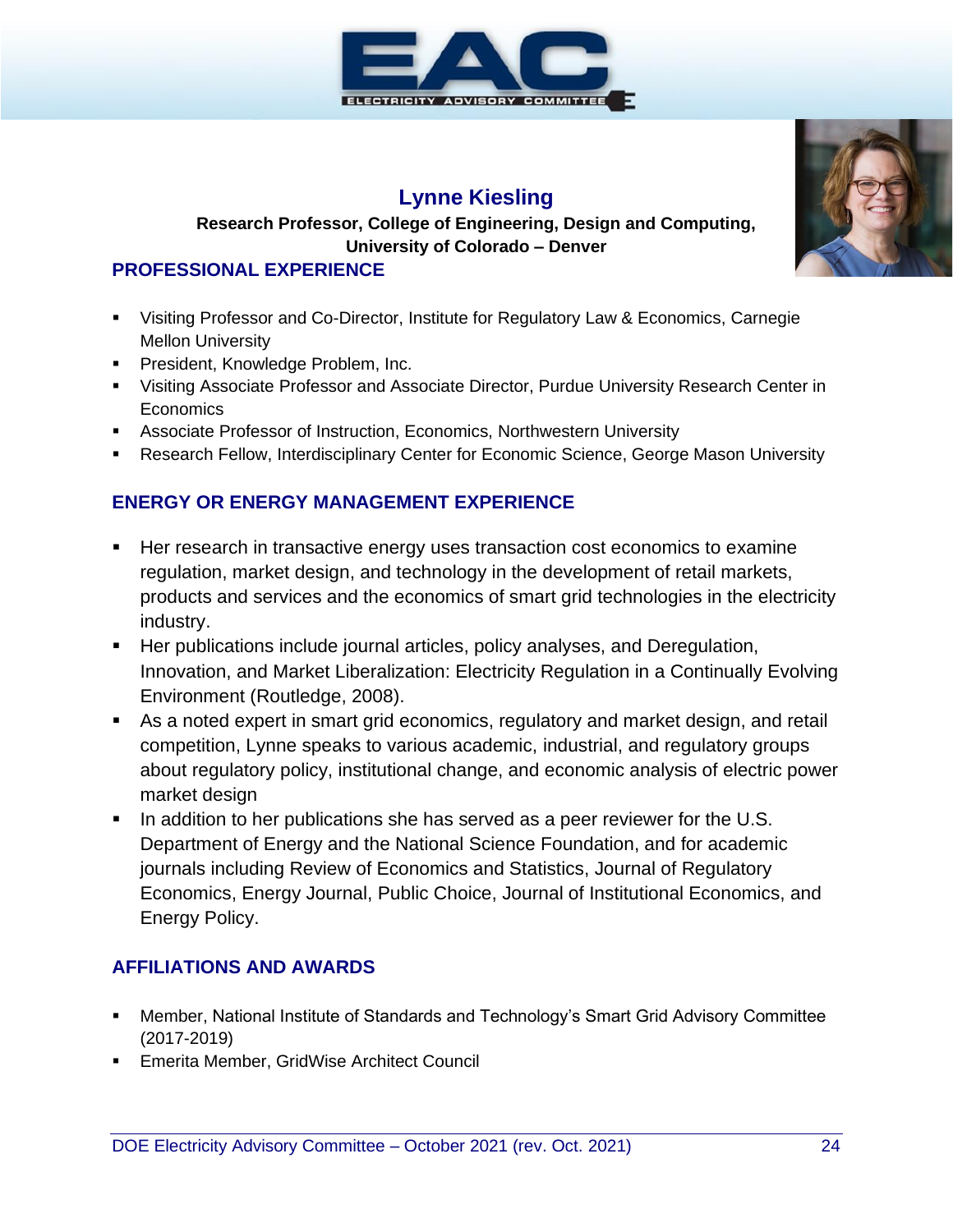# Lynne Kiesling

**Research Professor, College of Engineering, Design and Computing, University of Colorado – Denver**

## PROFESSIONAL EXPERIENCE

- Visiting Professor and Co-Director, Institute for Regulatory Law & Economics, Carnegie Mellon University
- President, Knowledge Problem, Inc.
- Visiting Associate Professor and Associate Director, Purdue University Research Center in Economics
- Associate Professor of Instruction, Economics, Northwestern University
- Research Fellow, Interdisciplinary Center for Economic Science, George Mason University

## ENERGY OR ENERGY MANAGEMENT EXPERIENCE

- Her research in transactive energy uses transaction cost economics to examine regulation, market design, and technology in the development of retail markets, products and services and the economics of smart grid technologies in the electricity industry.
- Her publications include journal articles, policy analyses, and Deregulation, Innovation, and Market Liberalization: Electricity Regulation in a Continually Evolving Environment (Routledge, 2008).
- As a noted expert in smart grid economics, regulatory and market design, and retail competition, Lynne speaks to various academic, industrial, and regulatory groups about regulatory policy, institutional change, and economic analysis of electric power market design
- In addition to her publications she has served as a peer reviewer for the U.S. Department of Energy and the National Science Foundation, and for academic journals including Review of Economics and Statistics, Journal of Regulatory Economics, Energy Journal, Public Choice, Journal of Institutional Economics, and Energy Policy.

## AFFILIATIONS AND AWARDS

- Member, National Institute of Standards and Technology's Smart Grid Advisory Committee (2017-2019)
- Emerita Member, GridWise Architect Council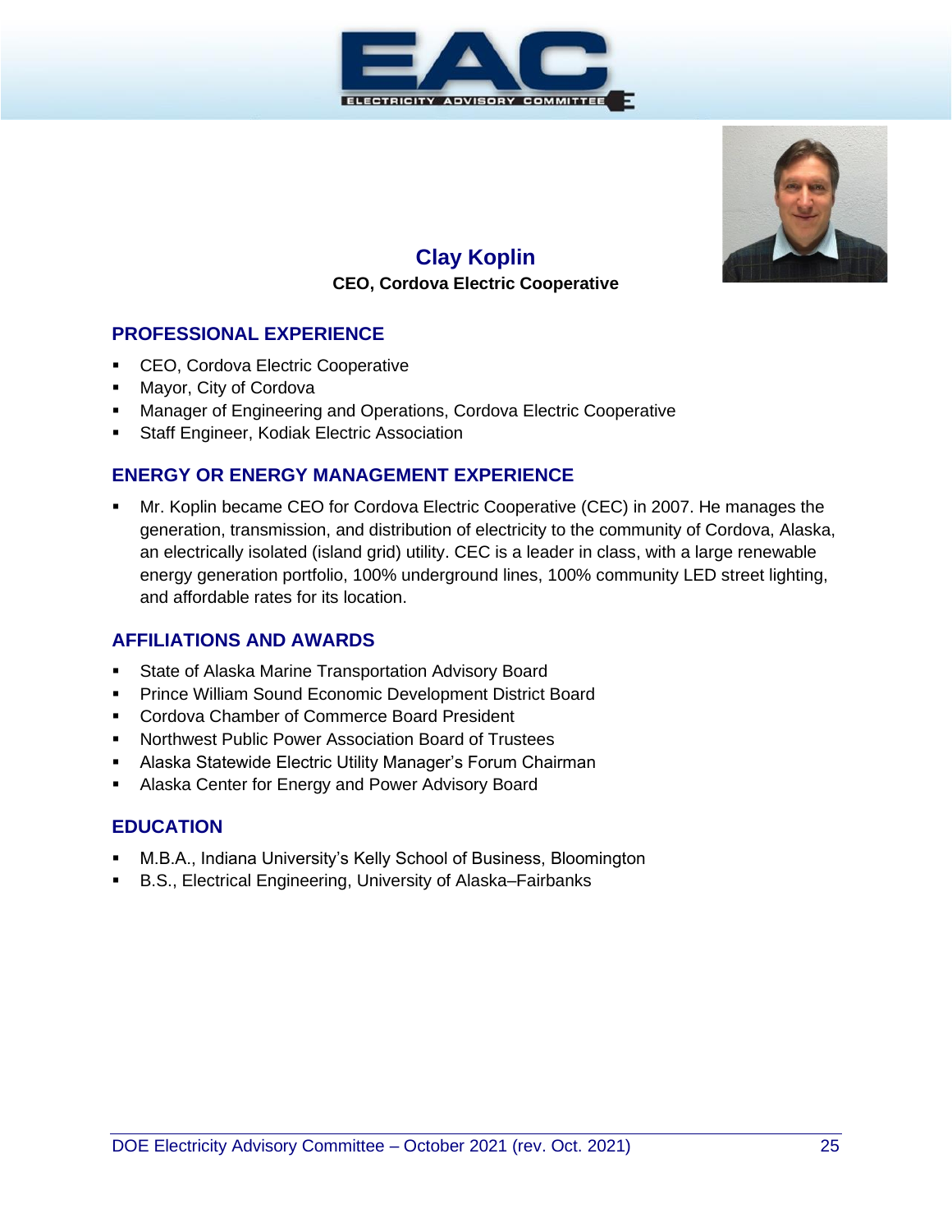## Clay Koplin

**CEO, Cordova Electric Cooperative**

### PROFESSIONAL EXPERIENCE

- CEO, Cordova Electric Cooperative
- Mayor, City of Cordova
- Manager of Engineering and Operations, Cordova Electric Cooperative
- Staff Engineer, Kodiak Electric Association

### ENERGY OR ENERGY MANAGEMENT EXPERIENCE

- Mr. Koplin became CEO for Cordova Electric Cooperative (CEC) in 2007. He manages the generation, transmission, and distribution of electricity to the community of Cordova, Alaska, an electrically isolated (island grid) utility. CEC is a leader in class, with a large renewable energy generation portfolio, 100% underground lines, 100% community LED street lighting, and affordable rates for its location.

### AFFILIATIONS AND AWARDS

- State of Alaska Marine Transportation Advisory Board
- Prince William Sound Economic Development District Board
- Cordova Chamber of Commerce Board President
- Northwest Public Power Association Board of Trustees
- Alaska Statewide Electric Utility Manager's Forum Chairman
- Alaska Center for Energy and Power Advisory Board

### EDUCATION

- M.B.A., Indiana University's Kelly School of Business, Bloomington
- B.S., Electrical Engineering, University of Alaska–Fairbanks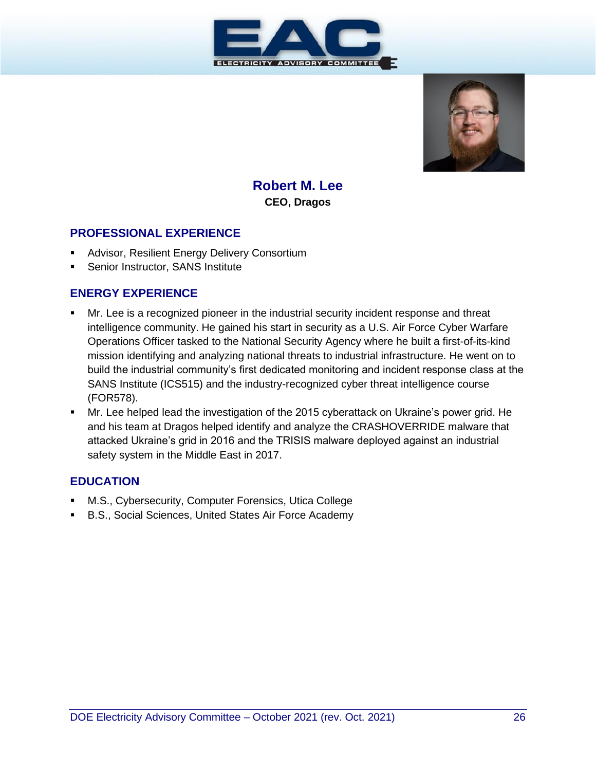## Robert M. Lee

**CEO, Dragos**

### PROFESSIONAL EXPERIENCE

- Advisor, Resilient Energy Delivery Consortium
- Senior Instructor, SANS Institute

### ENERGY EXPERIENCE

- Mr. Lee is a recognized pioneer in the industrial security incident response and threat intelligence community. He gained his start in security as a U.S. Air Force Cyber Warfare Operations Officer tasked to the National Security Agency where he built a first-of-its-kind mission identifying and analyzing national threats to industrial infrastructure. He went on to build the industrial community's first dedicated monitoring and incident response class at the SANS Institute (ICS515) and the industry-recognized cyber threat intelligence course (FOR578).
- Mr. Lee helped lead the investigation of the 2015 cyberattack on Ukraine's power grid. He and his team at Dragos helped identify and analyze the CRASHOVERRIDE malware that attacked Ukraine's grid in 2016 and the TRISIS malware deployed against an industrial safety system in the Middle East in 2017.

### EDUCATION

- M.S., Cybersecurity, Computer Forensics, Utica College
- B.S., Social Sciences, United States Air Force Academy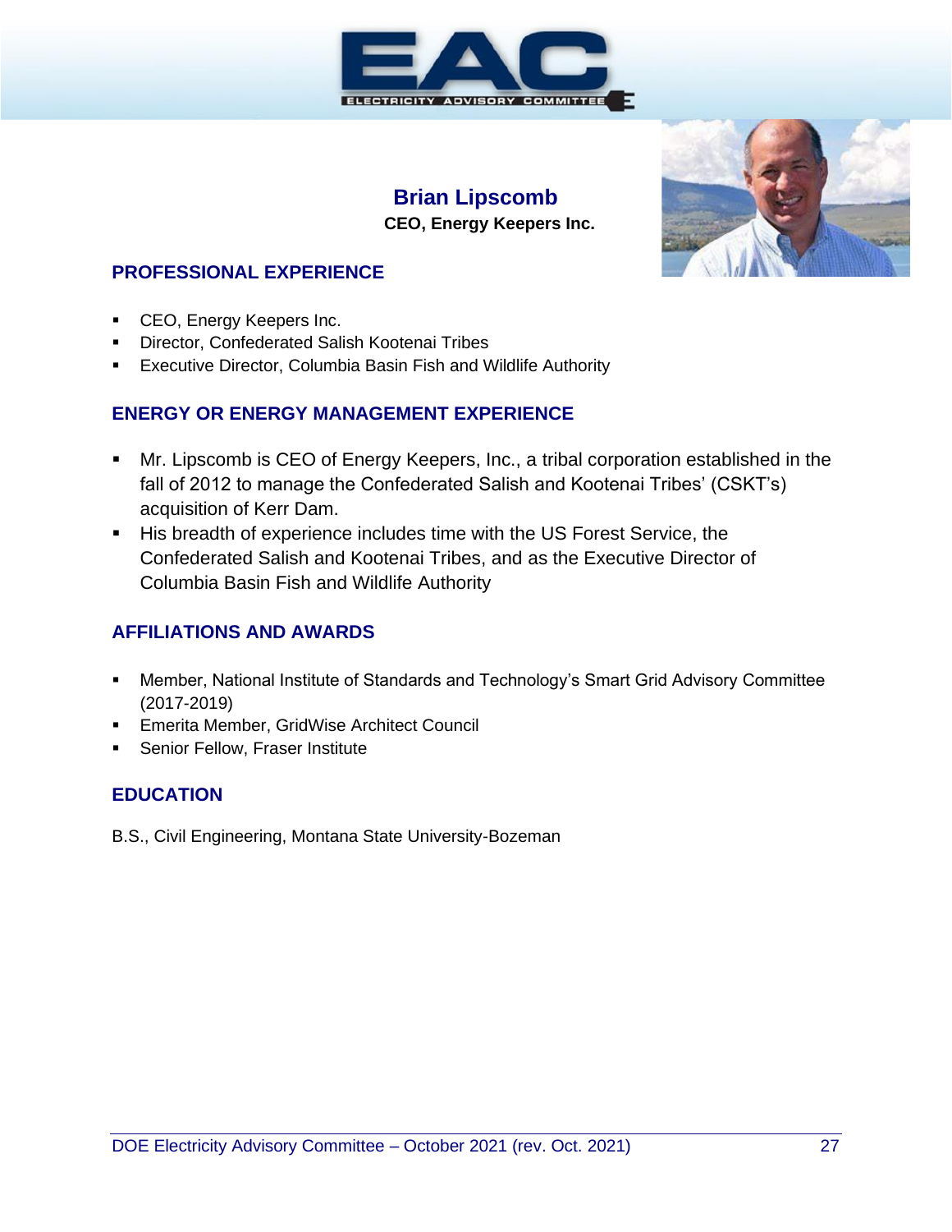## Brian Lipscomb

**CEO, Energy Keepers Inc.**

### PROFESSIONAL EXPERIENCE

- CEO, Energy Keepers Inc.
- Director, Confederated Salish Kootenai Tribes
- Executive Director, Columbia Basin Fish and Wildlife Authority

### ENERGY OR ENERGY MANAGEMENT EXPERIENCE

- Mr. Lipscomb is CEO of Energy Keepers, Inc., a tribal corporation established in the fall of 2012 to manage the Confederated Salish and Kootenai Tribes' (CSKT's) acquisition of Kerr Dam.
- His breadth of experience includes time with the US Forest Service, the Confederated Salish and Kootenai Tribes, and as the Executive Director of Columbia Basin Fish and Wildlife Authority

### AFFILIATIONS AND AWARDS

- Member, National Institute of Standards and Technology's Smart Grid Advisory Committee (2017-2019)
- Emerita Member, GridWise Architect Council
- Senior Fellow, Fraser Institute

### EDUCATION

B.S., Civil Engineering, Montana State University-Bozeman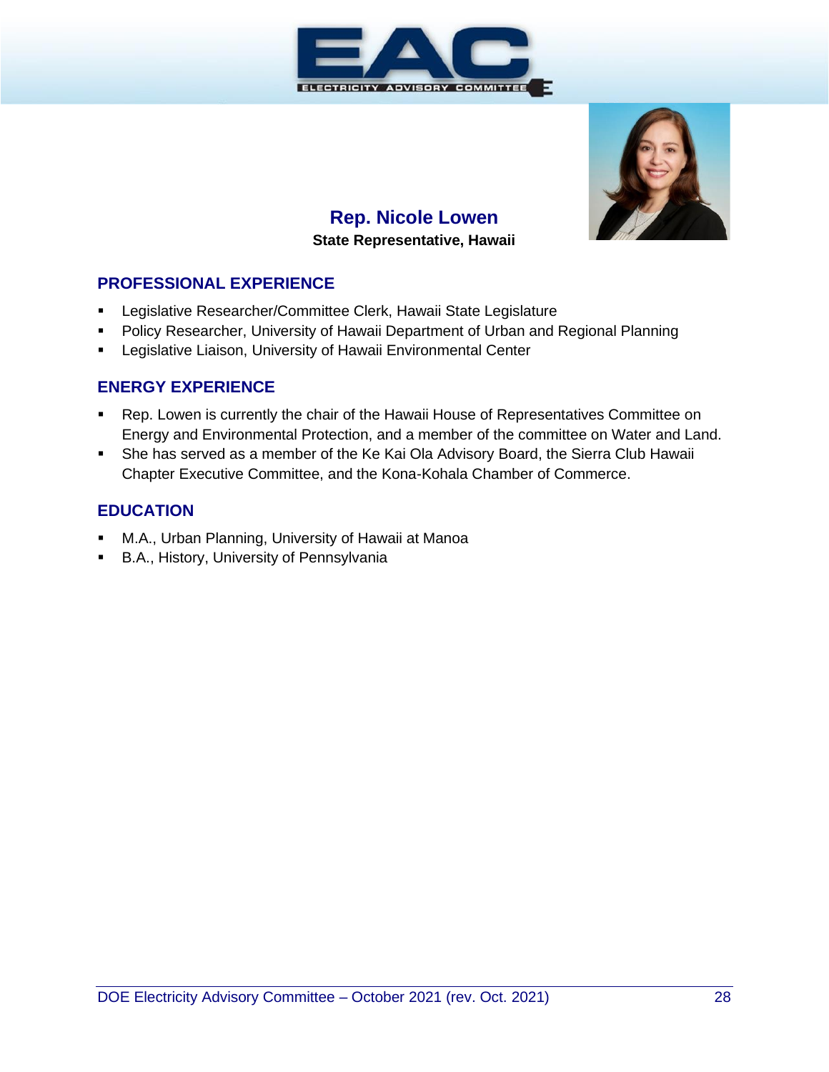## Rep. Nicole Lowen

**State Representative, Hawaii**

### PROFESSIONAL EXPERIENCE

- Legislative Researcher/Committee Clerk, Hawaii State Legislature
- Policy Researcher, University of Hawaii Department of Urban and Regional Planning
- Legislative Liaison, University of Hawaii Environmental Center

### ENERGY EXPERIENCE

- Rep. Lowen is currently the chair of the Hawaii House of Representatives Committee on Energy and Environmental Protection, and a member of the committee on Water and Land.
- She has served as a member of the Ke Kai Ola Advisory Board, the Sierra Club Hawaii Chapter Executive Committee, and the Kona-Kohala Chamber of Commerce.

### EDUCATION

- M.A., Urban Planning, University of Hawaii at Manoa
- B.A., History, University of Pennsylvania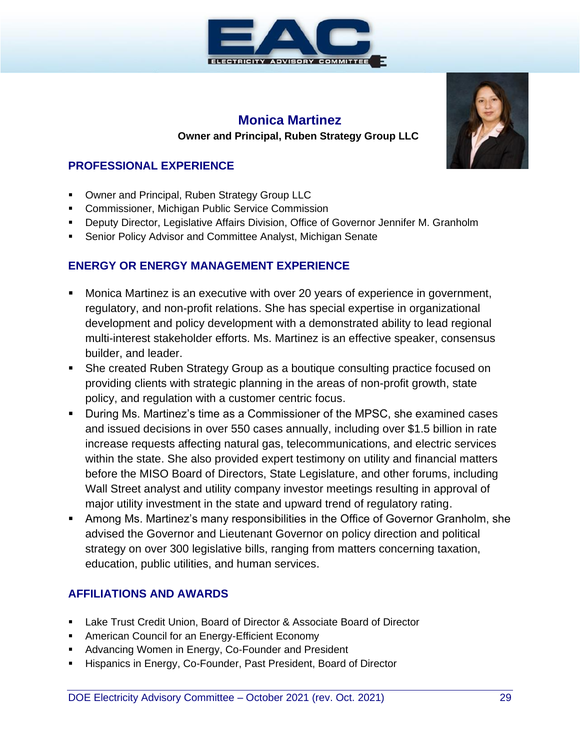# Monica Martinez

**Owner and Principal, Ruben Strategy Group LLC**

## PROFESSIONAL EXPERIENCE

- Owner and Principal, Ruben Strategy Group LLC
- Commissioner, Michigan Public Service Commission
- Deputy Director, Legislative Affairs Division, Office of Governor Jennifer M. Granholm
- Senior Policy Advisor and Committee Analyst, Michigan Senate

## ENERGY OR ENERGY MANAGEMENT EXPERIENCE

- Monica Martinez is an executive with over 20 years of experience in government, regulatory, and non-profit relations. She has special expertise in organizational development and policy development with a demonstrated ability to lead regional multi-interest stakeholder efforts. Ms. Martinez is an effective speaker, consensus builder, and leader.
- She created Ruben Strategy Group as a boutique consulting practice focused on providing clients with strategic planning in the areas of non-profit growth, state policy, and regulation with a customer centric focus.
- During Ms. Martinez's time as a Commissioner of the MPSC, she examined cases and issued decisions in over 550 cases annually, including over $1.5 billion in rate increase requests affecting natural gas, telecommunications, and electric services within the state. She also provided expert testimony on utility and financial matters before the MISO Board of Directors, State Legislature, and other forums, including Wall Street analyst and utility company investor meetings resulting in approval of major utility investment in the state and upward trend of regulatory rating.
- Among Ms. Martinez's many responsibilities in the Office of Governor Granholm, she advised the Governor and Lieutenant Governor on policy direction and political strategy on over 300 legislative bills, ranging from matters concerning taxation, education, public utilities, and human services.

## AFFILIATIONS AND AWARDS

- Lake Trust Credit Union, Board of Director & Associate Board of Director
- American Council for an Energy-Efficient Economy
- Advancing Women in Energy, Co-Founder and President
- Hispanics in Energy, Co-Founder, Past President, Board of Director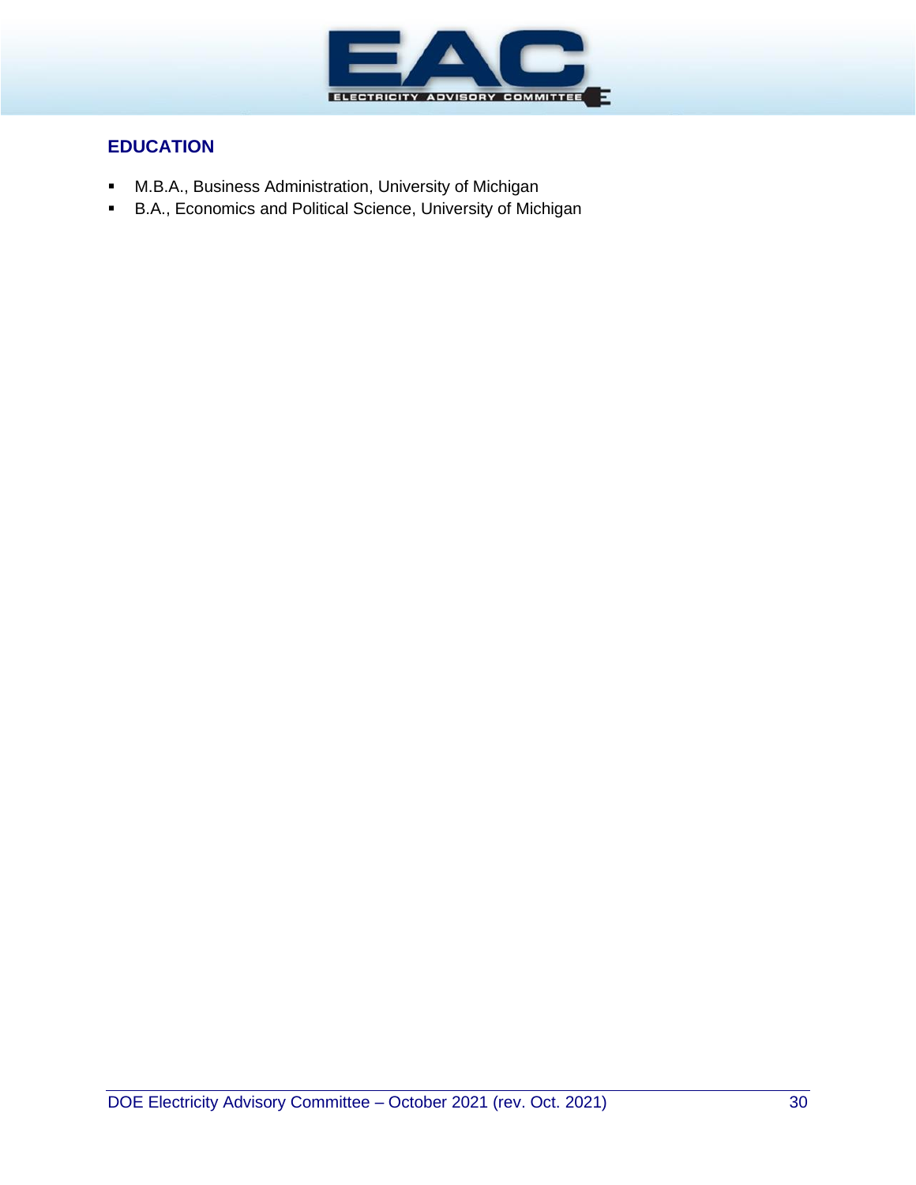## EDUCATION

- M.B.A., Business Administration, University of Michigan
- B.A., Economics and Political Science, University of Michigan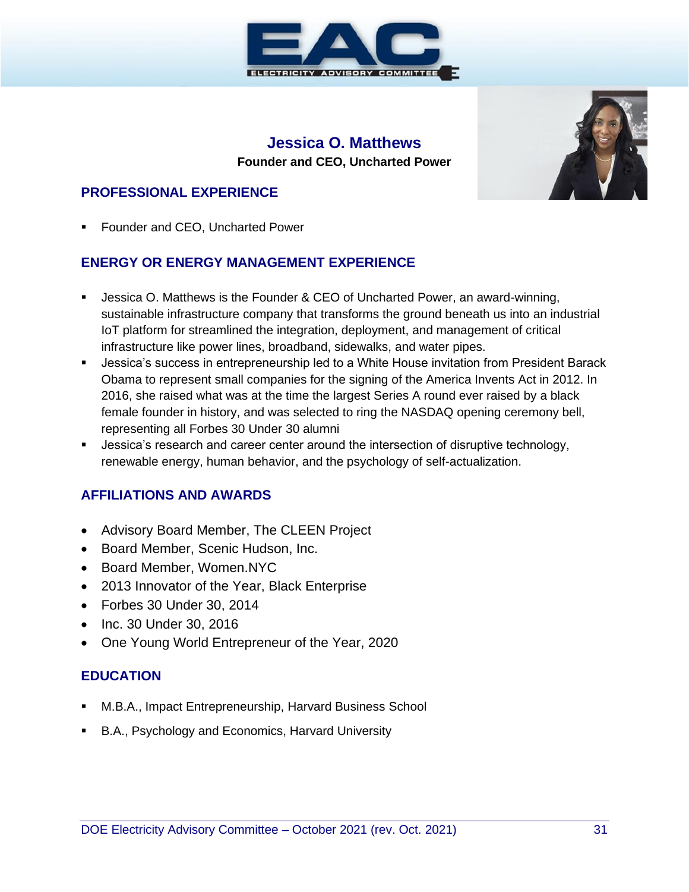# Jessica O. Matthews

**Founder and CEO, Uncharted Power**

## PROFESSIONAL EXPERIENCE

- Founder and CEO, Uncharted Power

## ENERGY OR ENERGY MANAGEMENT EXPERIENCE

- Jessica O. Matthews is the Founder & CEO of Uncharted Power, an award-winning, sustainable infrastructure company that transforms the ground beneath us into an industrial IoT platform for streamlined the integration, deployment, and management of critical infrastructure like power lines, broadband, sidewalks, and water pipes.
- Jessica's success in entrepreneurship led to a White House invitation from President Barack Obama to represent small companies for the signing of the America Invents Act in 2012. In 2016, she raised what was at the time the largest Series A round ever raised by a black female founder in history, and was selected to ring the NASDAQ opening ceremony bell, representing all Forbes 30 Under 30 alumni
- Jessica's research and career center around the intersection of disruptive technology, renewable energy, human behavior, and the psychology of self-actualization.

## AFFILIATIONS AND AWARDS

- Advisory Board Member, The CLEEN Project
- Board Member, Scenic Hudson, Inc.
- Board Member, Women.NYC
- 2013 Innovator of the Year, Black Enterprise
- Forbes 30 Under 30, 2014
- Inc. 30 Under 30, 2016
- One Young World Entrepreneur of the Year, 2020

## EDUCATION

- M.B.A., Impact Entrepreneurship, Harvard Business School
- B.A., Psychology and Economics, Harvard University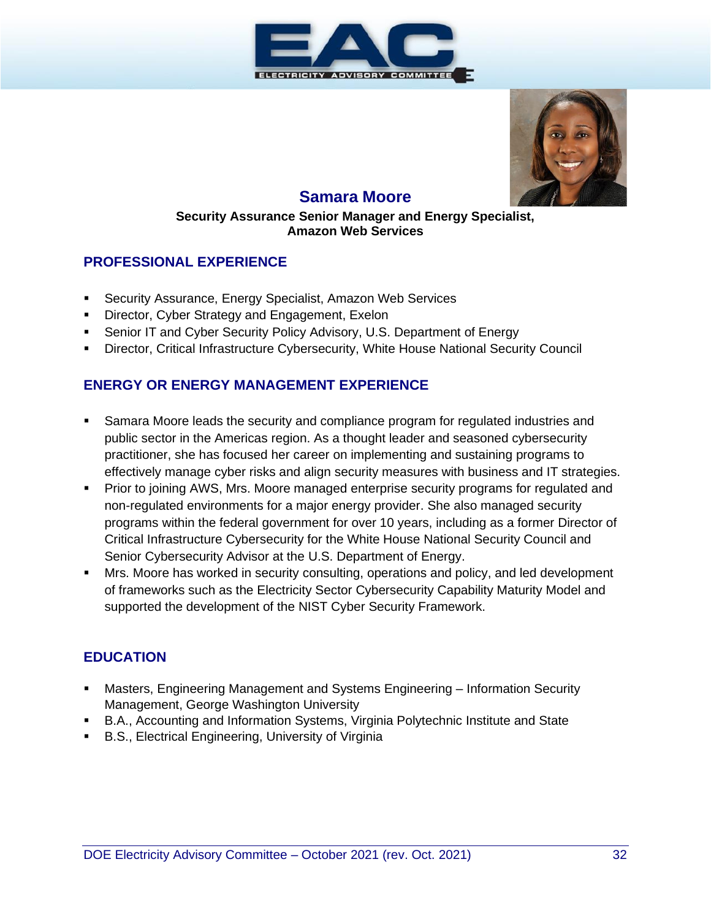# Samara Moore

**Security Assurance Senior Manager and Energy Specialist, Amazon Web Services**

## PROFESSIONAL EXPERIENCE

- Security Assurance, Energy Specialist, Amazon Web Services
- Director, Cyber Strategy and Engagement, Exelon
- Senior IT and Cyber Security Policy Advisory, U.S. Department of Energy
- Director, Critical Infrastructure Cybersecurity, White House National Security Council

## ENERGY OR ENERGY MANAGEMENT EXPERIENCE

- Samara Moore leads the security and compliance program for regulated industries and public sector in the Americas region. As a thought leader and seasoned cybersecurity practitioner, she has focused her career on implementing and sustaining programs to effectively manage cyber risks and align security measures with business and IT strategies.
- Prior to joining AWS, Mrs. Moore managed enterprise security programs for regulated and non-regulated environments for a major energy provider. She also managed security programs within the federal government for over 10 years, including as a former Director of Critical Infrastructure Cybersecurity for the White House National Security Council and Senior Cybersecurity Advisor at the U.S. Department of Energy.
- Mrs. Moore has worked in security consulting, operations and policy, and led development of frameworks such as the Electricity Sector Cybersecurity Capability Maturity Model and supported the development of the NIST Cyber Security Framework.

## EDUCATION

- Masters, Engineering Management and Systems Engineering – Information Security Management, George Washington University
- B.A., Accounting and Information Systems, Virginia Polytechnic Institute and State
- B.S., Electrical Engineering, University of Virginia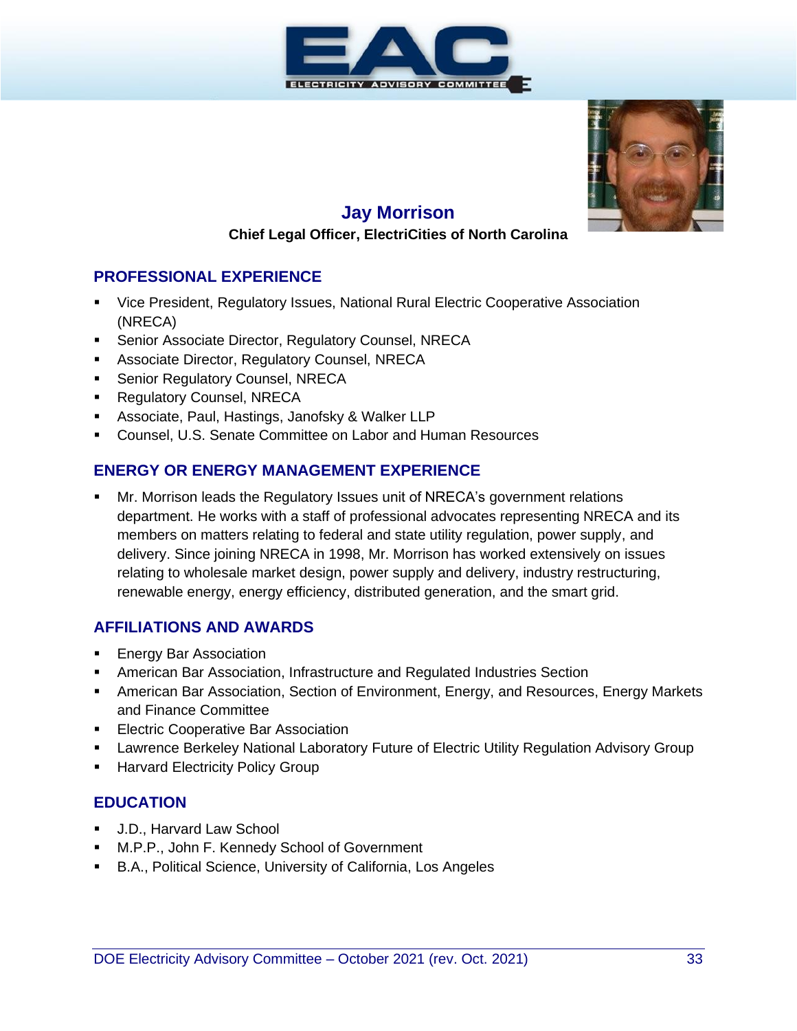# Jay Morrison

**Chief Legal Officer, ElectriCities of North Carolina**

## PROFESSIONAL EXPERIENCE

- Vice President, Regulatory Issues, National Rural Electric Cooperative Association (NRECA)
- Senior Associate Director, Regulatory Counsel, NRECA
- Associate Director, Regulatory Counsel, NRECA
- Senior Regulatory Counsel, NRECA
- Regulatory Counsel, NRECA
- Associate, Paul, Hastings, Janofsky & Walker LLP
- Counsel, U.S. Senate Committee on Labor and Human Resources

## ENERGY OR ENERGY MANAGEMENT EXPERIENCE

- Mr. Morrison leads the Regulatory Issues unit of NRECA's government relations department. He works with a staff of professional advocates representing NRECA and its members on matters relating to federal and state utility regulation, power supply, and delivery. Since joining NRECA in 1998, Mr. Morrison has worked extensively on issues relating to wholesale market design, power supply and delivery, industry restructuring, renewable energy, energy efficiency, distributed generation, and the smart grid.

## AFFILIATIONS AND AWARDS

- Energy Bar Association
- American Bar Association, Infrastructure and Regulated Industries Section
- American Bar Association, Section of Environment, Energy, and Resources, Energy Markets and Finance Committee
- Electric Cooperative Bar Association
- Lawrence Berkeley National Laboratory Future of Electric Utility Regulation Advisory Group
- Harvard Electricity Policy Group

## EDUCATION

- J.D., Harvard Law School
- M.P.P., John F. Kennedy School of Government
- B.A., Political Science, University of California, Los Angeles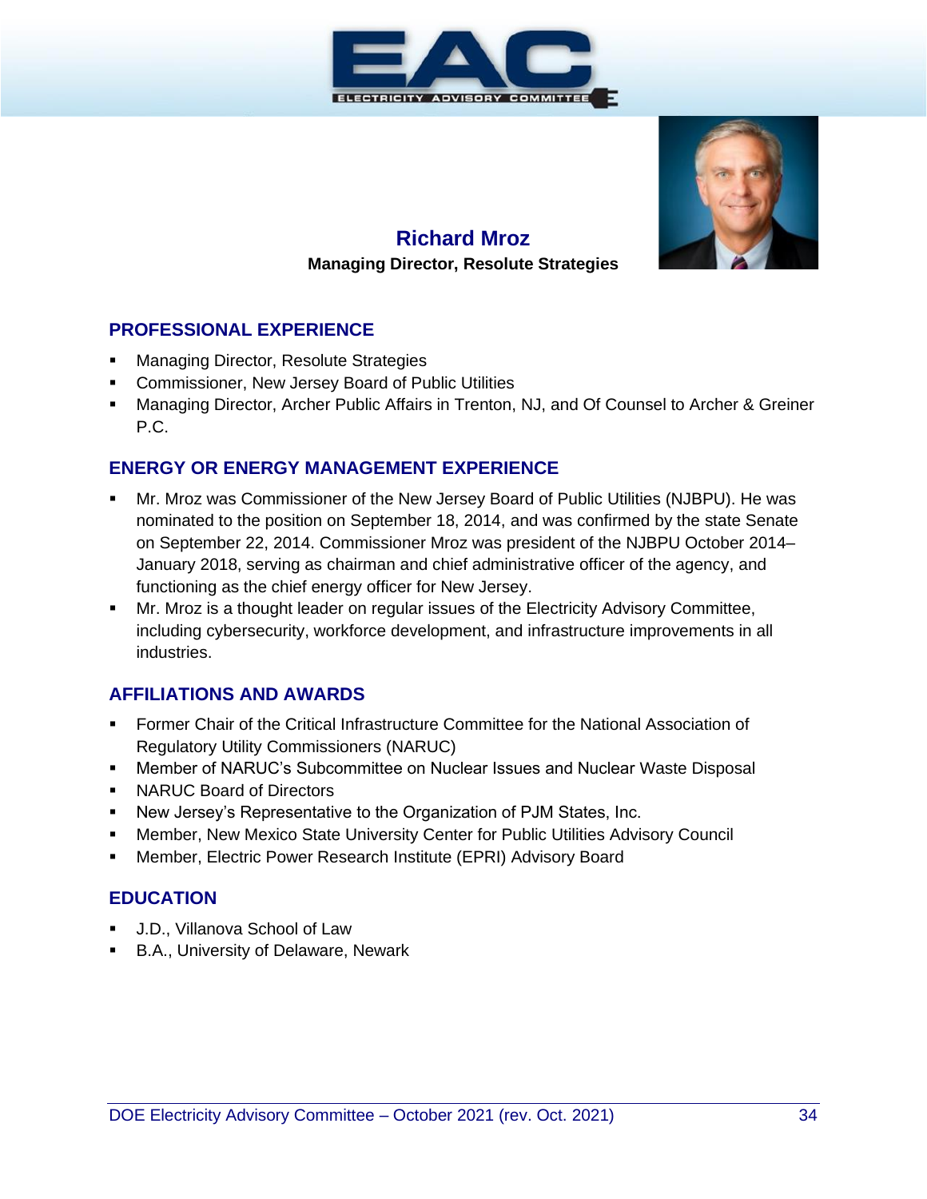# Richard Mroz

**Managing Director, Resolute Strategies**

## PROFESSIONAL EXPERIENCE

- Managing Director, Resolute Strategies
- Commissioner, New Jersey Board of Public Utilities
- Managing Director, Archer Public Affairs in Trenton, NJ, and Of Counsel to Archer & Greiner P.C.

## ENERGY OR ENERGY MANAGEMENT EXPERIENCE

- Mr. Mroz was Commissioner of the New Jersey Board of Public Utilities (NJBPU). He was nominated to the position on September 18, 2014, and was confirmed by the state Senate on September 22, 2014. Commissioner Mroz was president of the NJBPU October 2014–January 2018, serving as chairman and chief administrative officer of the agency, and functioning as the chief energy officer for New Jersey.
- Mr. Mroz is a thought leader on regular issues of the Electricity Advisory Committee, including cybersecurity, workforce development, and infrastructure improvements in all industries.

## AFFILIATIONS AND AWARDS

- Former Chair of the Critical Infrastructure Committee for the National Association of Regulatory Utility Commissioners (NARUC)
- Member of NARUC's Subcommittee on Nuclear Issues and Nuclear Waste Disposal
- NARUC Board of Directors
- New Jersey's Representative to the Organization of PJM States, Inc.
- Member, New Mexico State University Center for Public Utilities Advisory Council
- Member, Electric Power Research Institute (EPRI) Advisory Board

## EDUCATION

- J.D., Villanova School of Law
- B.A., University of Delaware, Newark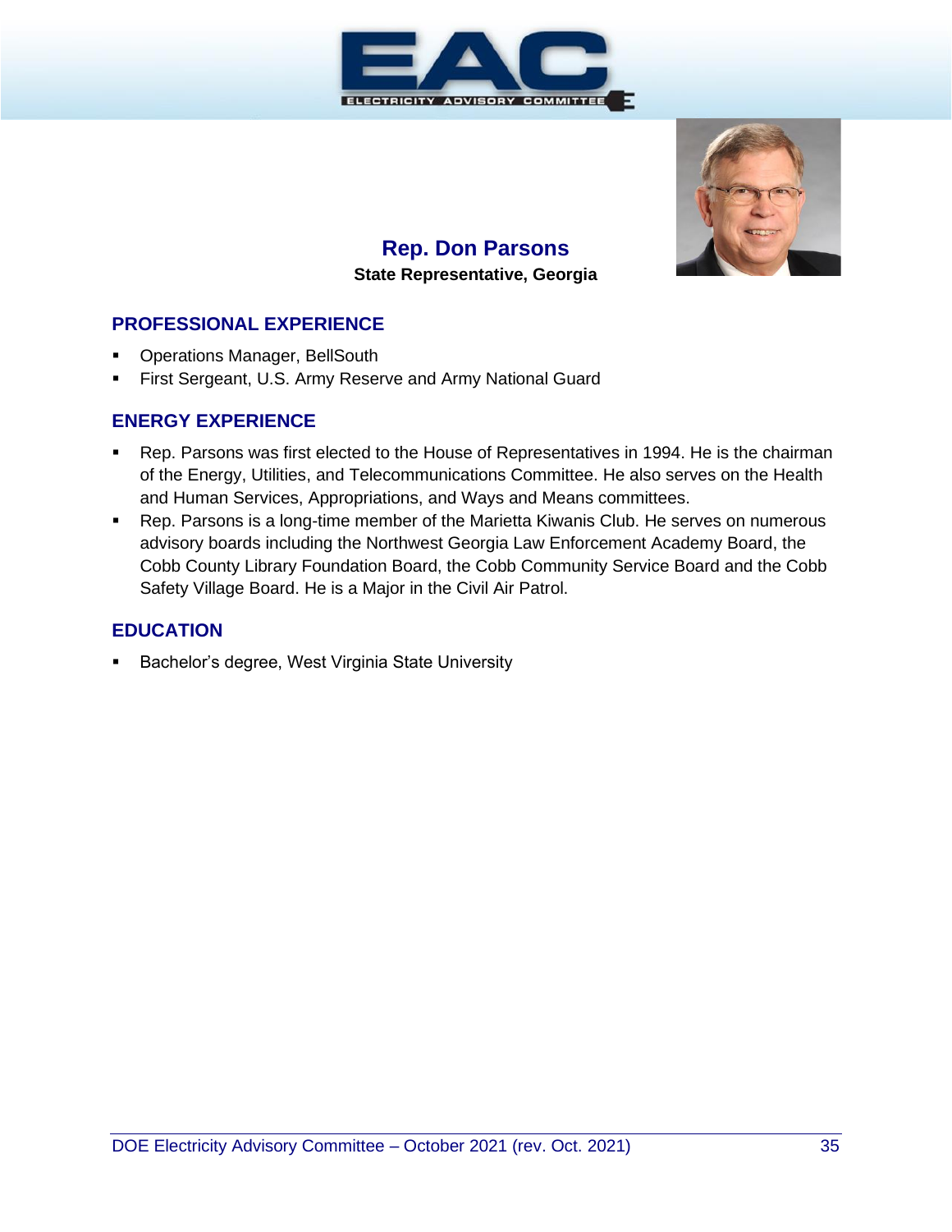## Rep. Don Parsons

**State Representative, Georgia**

### PROFESSIONAL EXPERIENCE

- Operations Manager, BellSouth
- First Sergeant, U.S. Army Reserve and Army National Guard

### ENERGY EXPERIENCE

- Rep. Parsons was first elected to the House of Representatives in 1994. He is the chairman of the Energy, Utilities, and Telecommunications Committee. He also serves on the Health and Human Services, Appropriations, and Ways and Means committees.
- Rep. Parsons is a long-time member of the Marietta Kiwanis Club. He serves on numerous advisory boards including the Northwest Georgia Law Enforcement Academy Board, the Cobb County Library Foundation Board, the Cobb Community Service Board and the Cobb Safety Village Board. He is a Major in the Civil Air Patrol.

### EDUCATION

- Bachelor's degree, West Virginia State University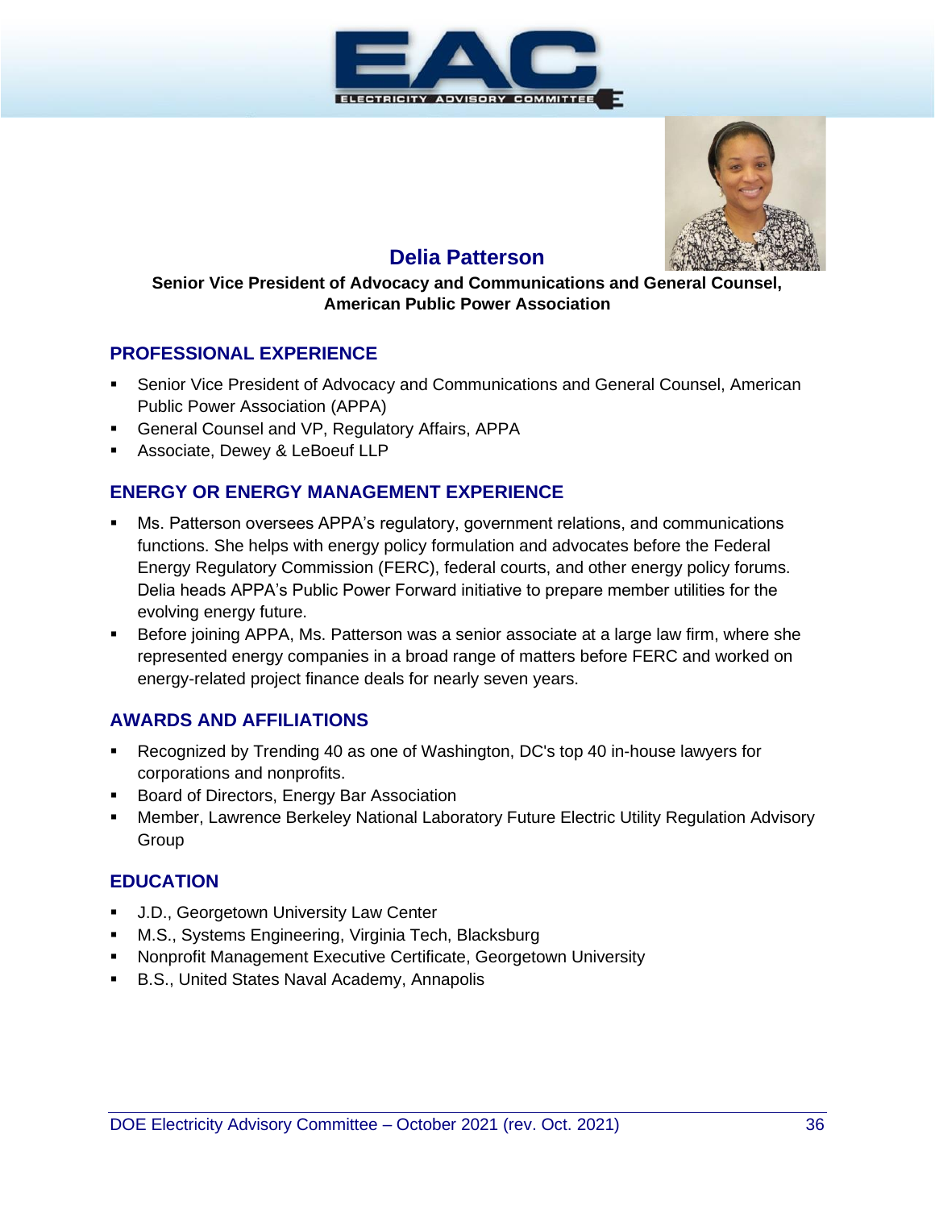# Delia Patterson

**Senior Vice President of Advocacy and Communications and General Counsel, American Public Power Association**

## PROFESSIONAL EXPERIENCE

- Senior Vice President of Advocacy and Communications and General Counsel, American Public Power Association (APPA)
- General Counsel and VP, Regulatory Affairs, APPA
- Associate, Dewey & LeBoeuf LLP

## ENERGY OR ENERGY MANAGEMENT EXPERIENCE

- Ms. Patterson oversees APPA's regulatory, government relations, and communications functions. She helps with energy policy formulation and advocates before the Federal Energy Regulatory Commission (FERC), federal courts, and other energy policy forums. Delia heads APPA's Public Power Forward initiative to prepare member utilities for the evolving energy future.
- Before joining APPA, Ms. Patterson was a senior associate at a large law firm, where she represented energy companies in a broad range of matters before FERC and worked on energy-related project finance deals for nearly seven years.

## AWARDS AND AFFILIATIONS

- Recognized by Trending 40 as one of Washington, DC's top 40 in-house lawyers for corporations and nonprofits.
- Board of Directors, Energy Bar Association
- Member, Lawrence Berkeley National Laboratory Future Electric Utility Regulation Advisory Group

## EDUCATION

- J.D., Georgetown University Law Center
- M.S., Systems Engineering, Virginia Tech, Blacksburg
- Nonprofit Management Executive Certificate, Georgetown University
- B.S., United States Naval Academy, Annapolis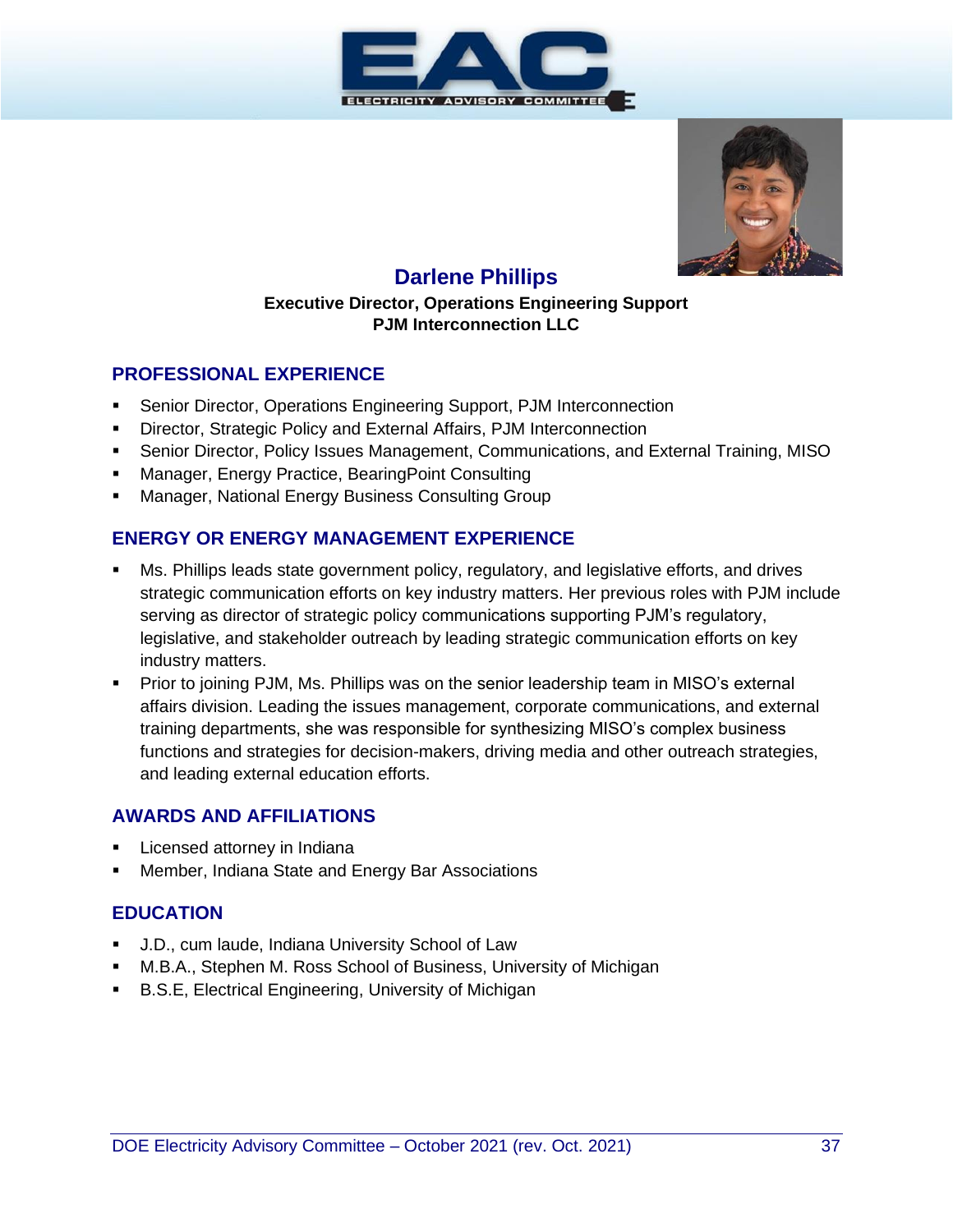# Darlene Phillips

**Executive Director, Operations Engineering Support**
**PJM Interconnection LLC**

## PROFESSIONAL EXPERIENCE

- Senior Director, Operations Engineering Support, PJM Interconnection
- Director, Strategic Policy and External Affairs, PJM Interconnection
- Senior Director, Policy Issues Management, Communications, and External Training, MISO
- Manager, Energy Practice, BearingPoint Consulting
- Manager, National Energy Business Consulting Group

## ENERGY OR ENERGY MANAGEMENT EXPERIENCE

- Ms. Phillips leads state government policy, regulatory, and legislative efforts, and drives strategic communication efforts on key industry matters. Her previous roles with PJM include serving as director of strategic policy communications supporting PJM's regulatory, legislative, and stakeholder outreach by leading strategic communication efforts on key industry matters.
- Prior to joining PJM, Ms. Phillips was on the senior leadership team in MISO's external affairs division. Leading the issues management, corporate communications, and external training departments, she was responsible for synthesizing MISO's complex business functions and strategies for decision-makers, driving media and other outreach strategies, and leading external education efforts.

## AWARDS AND AFFILIATIONS

- Licensed attorney in Indiana
- Member, Indiana State and Energy Bar Associations

## EDUCATION

- J.D., cum laude, Indiana University School of Law
- M.B.A., Stephen M. Ross School of Business, University of Michigan
- B.S.E, Electrical Engineering, University of Michigan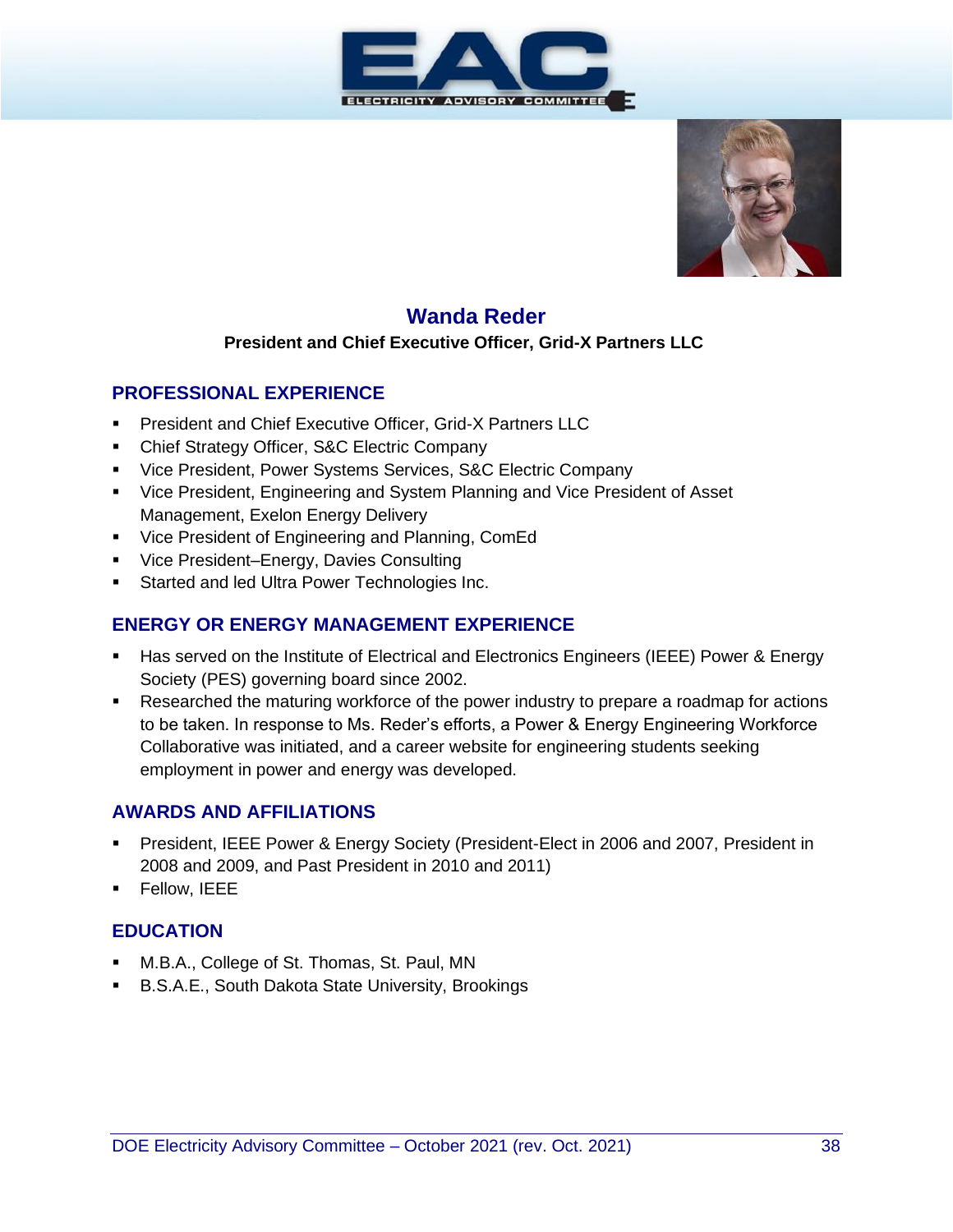## Wanda Reder

**President and Chief Executive Officer, Grid-X Partners LLC**

### PROFESSIONAL EXPERIENCE

- President and Chief Executive Officer, Grid-X Partners LLC
- Chief Strategy Officer, S&C Electric Company
- Vice President, Power Systems Services, S&C Electric Company
- Vice President, Engineering and System Planning and Vice President of Asset Management, Exelon Energy Delivery
- Vice President of Engineering and Planning, ComEd
- Vice President–Energy, Davies Consulting
- Started and led Ultra Power Technologies Inc.

### ENERGY OR ENERGY MANAGEMENT EXPERIENCE

- Has served on the Institute of Electrical and Electronics Engineers (IEEE) Power & Energy Society (PES) governing board since 2002.
- Researched the maturing workforce of the power industry to prepare a roadmap for actions to be taken. In response to Ms. Reder's efforts, a Power & Energy Engineering Workforce Collaborative was initiated, and a career website for engineering students seeking employment in power and energy was developed.

### AWARDS AND AFFILIATIONS

- President, IEEE Power & Energy Society (President-Elect in 2006 and 2007, President in 2008 and 2009, and Past President in 2010 and 2011)
- Fellow, IEEE

### EDUCATION

- M.B.A., College of St. Thomas, St. Paul, MN
- B.S.A.E., South Dakota State University, Brookings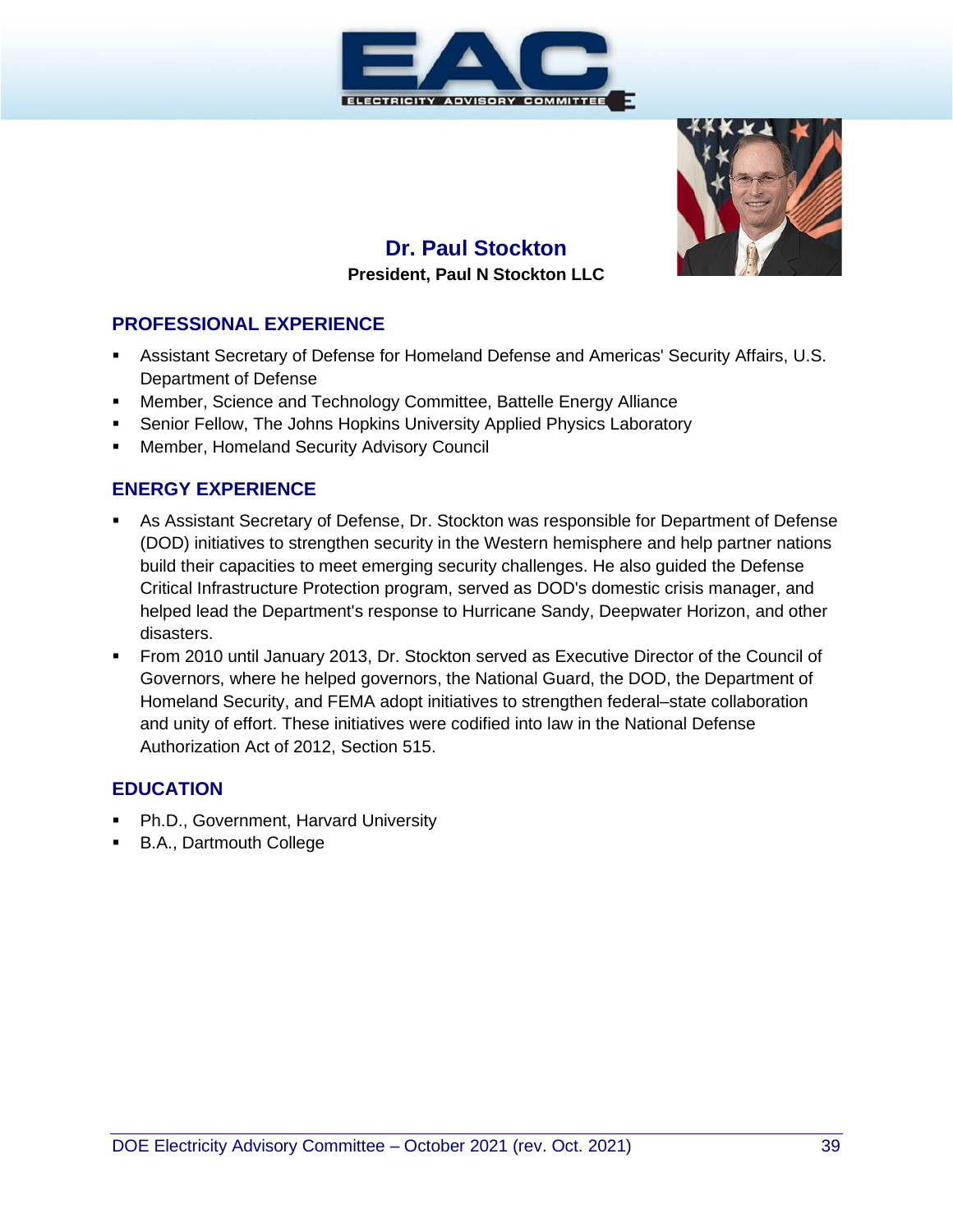# Dr. Paul Stockton

**President, Paul N Stockton LLC**

## PROFESSIONAL EXPERIENCE

- Assistant Secretary of Defense for Homeland Defense and Americas' Security Affairs, U.S. Department of Defense
- Member, Science and Technology Committee, Battelle Energy Alliance
- Senior Fellow, The Johns Hopkins University Applied Physics Laboratory
- Member, Homeland Security Advisory Council

## ENERGY EXPERIENCE

- As Assistant Secretary of Defense, Dr. Stockton was responsible for Department of Defense (DOD) initiatives to strengthen security in the Western hemisphere and help partner nations build their capacities to meet emerging security challenges. He also guided the Defense Critical Infrastructure Protection program, served as DOD's domestic crisis manager, and helped lead the Department's response to Hurricane Sandy, Deepwater Horizon, and other disasters.
- From 2010 until January 2013, Dr. Stockton served as Executive Director of the Council of Governors, where he helped governors, the National Guard, the DOD, the Department of Homeland Security, and FEMA adopt initiatives to strengthen federal–state collaboration and unity of effort. These initiatives were codified into law in the National Defense Authorization Act of 2012, Section 515.

## EDUCATION

- Ph.D., Government, Harvard University
- B.A., Dartmouth College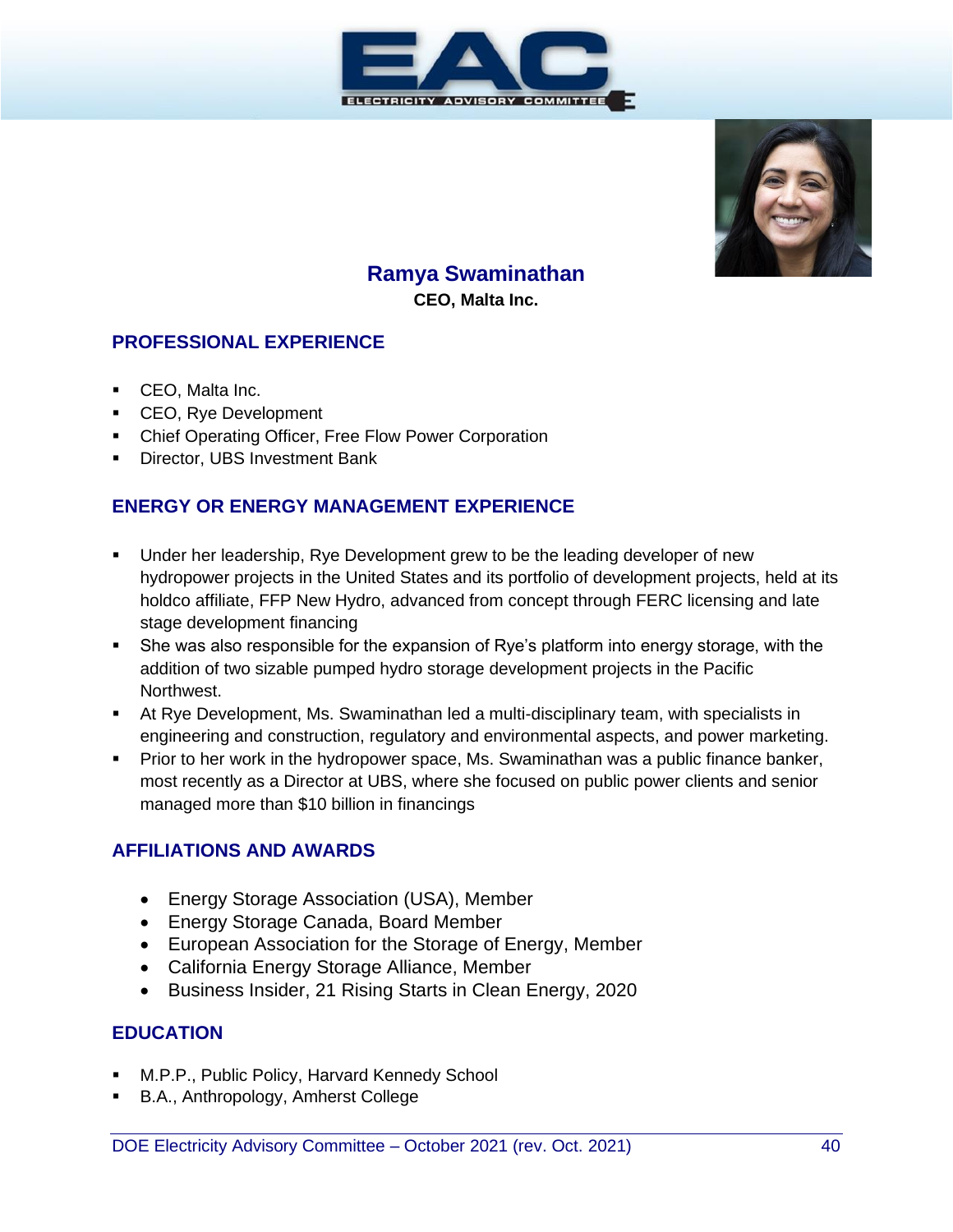## Ramya Swaminathan

**CEO, Malta Inc.**

### PROFESSIONAL EXPERIENCE

- CEO, Malta Inc.
- CEO, Rye Development
- Chief Operating Officer, Free Flow Power Corporation
- Director, UBS Investment Bank

### ENERGY OR ENERGY MANAGEMENT EXPERIENCE

- Under her leadership, Rye Development grew to be the leading developer of new hydropower projects in the United States and its portfolio of development projects, held at its holdco affiliate, FFP New Hydro, advanced from concept through FERC licensing and late stage development financing
- She was also responsible for the expansion of Rye's platform into energy storage, with the addition of two sizable pumped hydro storage development projects in the Pacific Northwest.
- At Rye Development, Ms. Swaminathan led a multi-disciplinary team, with specialists in engineering and construction, regulatory and environmental aspects, and power marketing.
- Prior to her work in the hydropower space, Ms. Swaminathan was a public finance banker, most recently as a Director at UBS, where she focused on public power clients and senior managed more than $10 billion in financings

### AFFILIATIONS AND AWARDS

- Energy Storage Association (USA), Member
- Energy Storage Canada, Board Member
- European Association for the Storage of Energy, Member
- California Energy Storage Alliance, Member
- Business Insider, 21 Rising Starts in Clean Energy, 2020

### EDUCATION

- M.P.P., Public Policy, Harvard Kennedy School
- B.A., Anthropology, Amherst College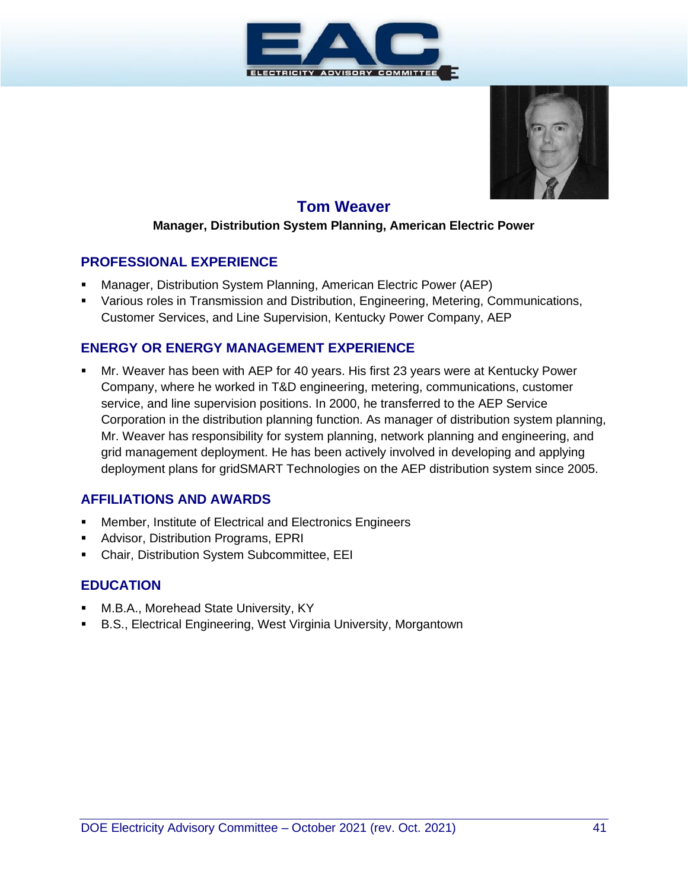## Tom Weaver

**Manager, Distribution System Planning, American Electric Power**

### PROFESSIONAL EXPERIENCE

- Manager, Distribution System Planning, American Electric Power (AEP)
- Various roles in Transmission and Distribution, Engineering, Metering, Communications, Customer Services, and Line Supervision, Kentucky Power Company, AEP

### ENERGY OR ENERGY MANAGEMENT EXPERIENCE

- Mr. Weaver has been with AEP for 40 years. His first 23 years were at Kentucky Power Company, where he worked in T&D engineering, metering, communications, customer service, and line supervision positions. In 2000, he transferred to the AEP Service Corporation in the distribution planning function. As manager of distribution system planning, Mr. Weaver has responsibility for system planning, network planning and engineering, and grid management deployment. He has been actively involved in developing and applying deployment plans for gridSMART Technologies on the AEP distribution system since 2005.

### AFFILIATIONS AND AWARDS

- Member, Institute of Electrical and Electronics Engineers
- Advisor, Distribution Programs, EPRI
- Chair, Distribution System Subcommittee, EEI

### EDUCATION

- M.B.A., Morehead State University, KY
- B.S., Electrical Engineering, West Virginia University, Morgantown